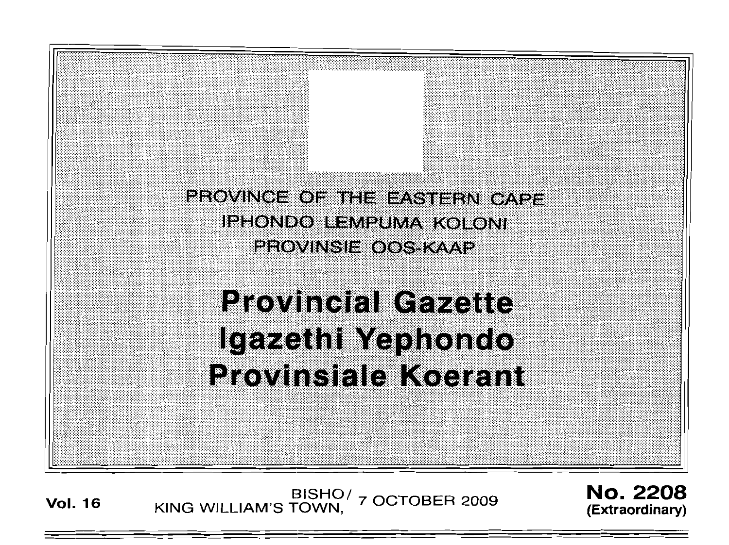PROVINCE OF THE EASTERN CAPE

IPHONDO LEMPUMA KOLONI

PROVINSIE OOS-KAAP

# Provincial Gazette
# Igazethi Yephondo
# Provinsiale Koerant

**Vol. 16** BISHO/ KING WILLIAM'S TOWN, 7 OCTOBER 2009 **No. 2208 (Extraordinary)**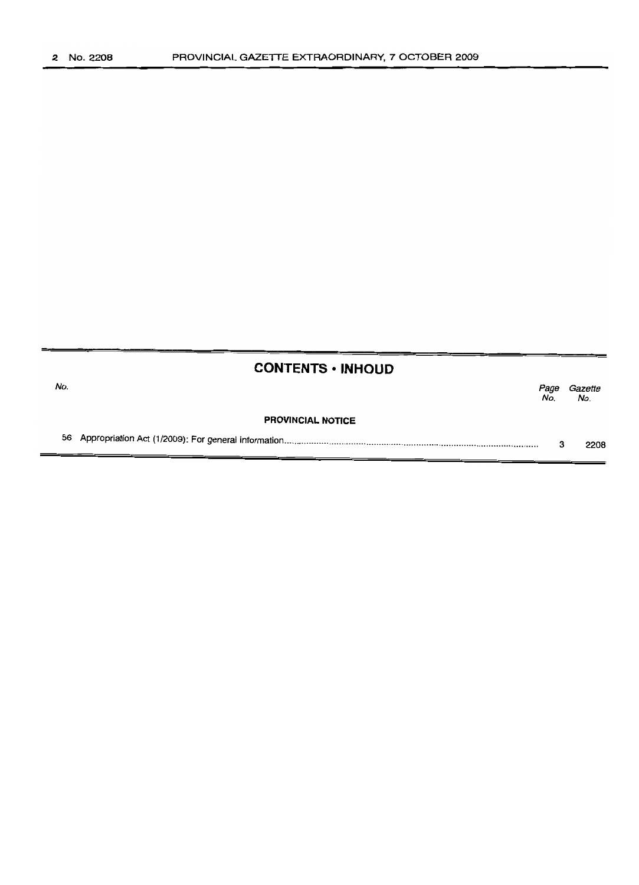## CONTENTS • INHOUD

| No. | | Page No. | Gazette No. |
|---|---|---|---|
| | **PROVINCIAL NOTICE** | | |
| 56 | Appropriation Act (1/2009): For general information | 3 | 2208 |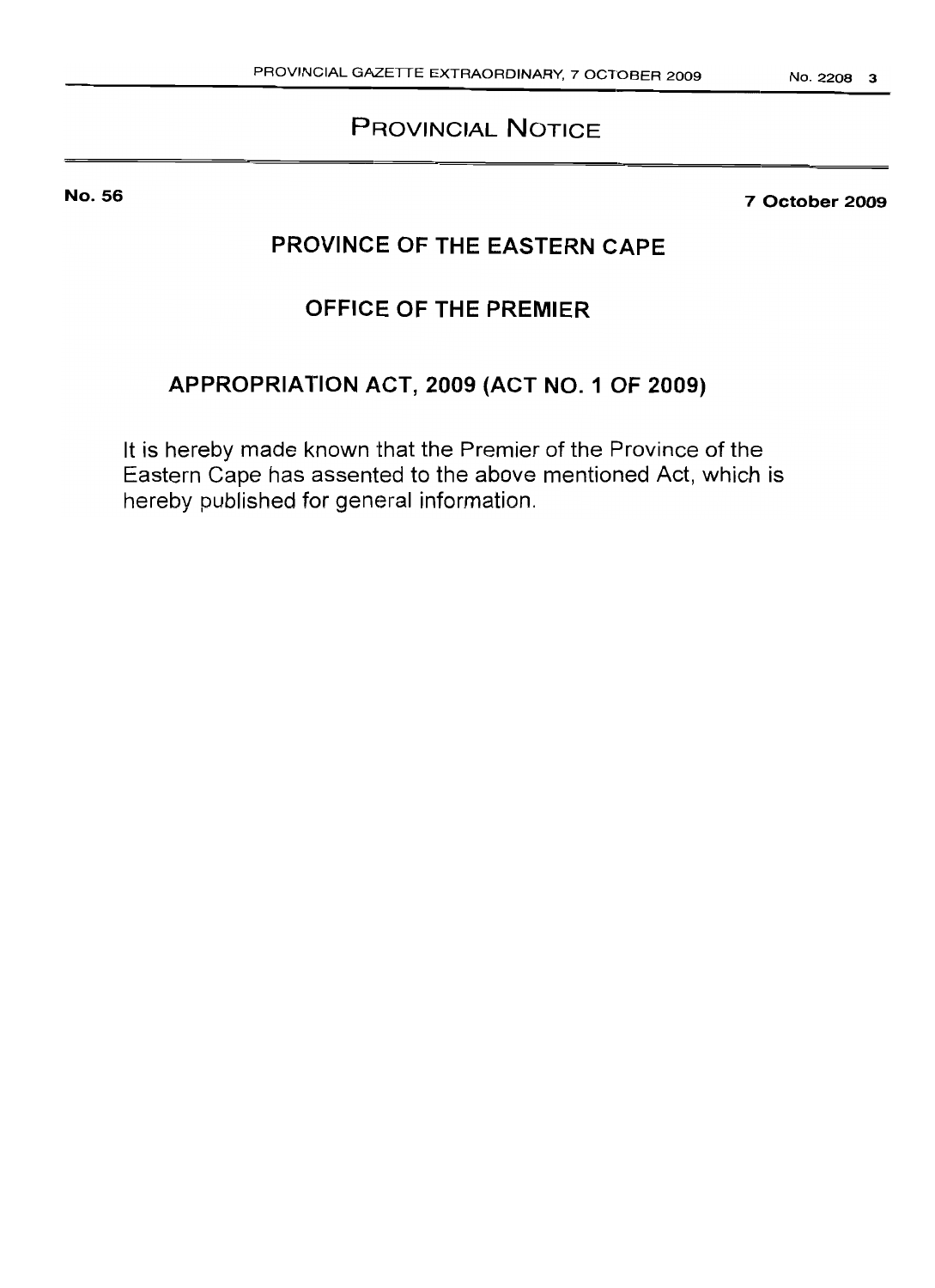# PROVINCIAL NOTICE

**No. 56** **7 October 2009**

## PROVINCE OF THE EASTERN CAPE

## OFFICE OF THE PREMIER

## APPROPRIATION ACT, 2009 (ACT NO. 1 OF 2009)

It is hereby made known that the Premier of the Province of the Eastern Cape has assented to the above mentioned Act, which is hereby published for general information.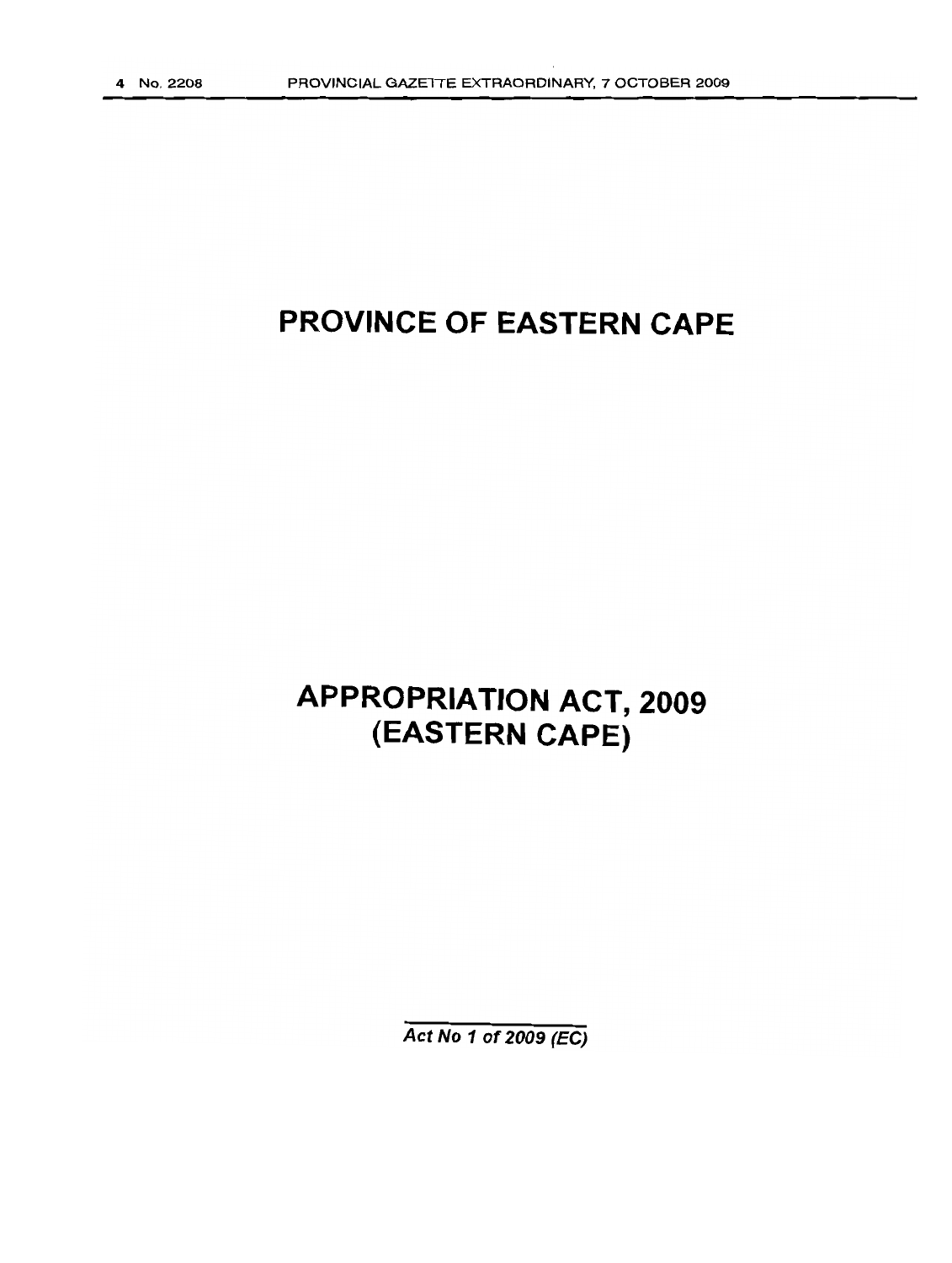# PROVINCE OF EASTERN CAPE

# APPROPRIATION ACT, 2009 (EASTERN CAPE)

*Act No 1 of 2009 (EC)*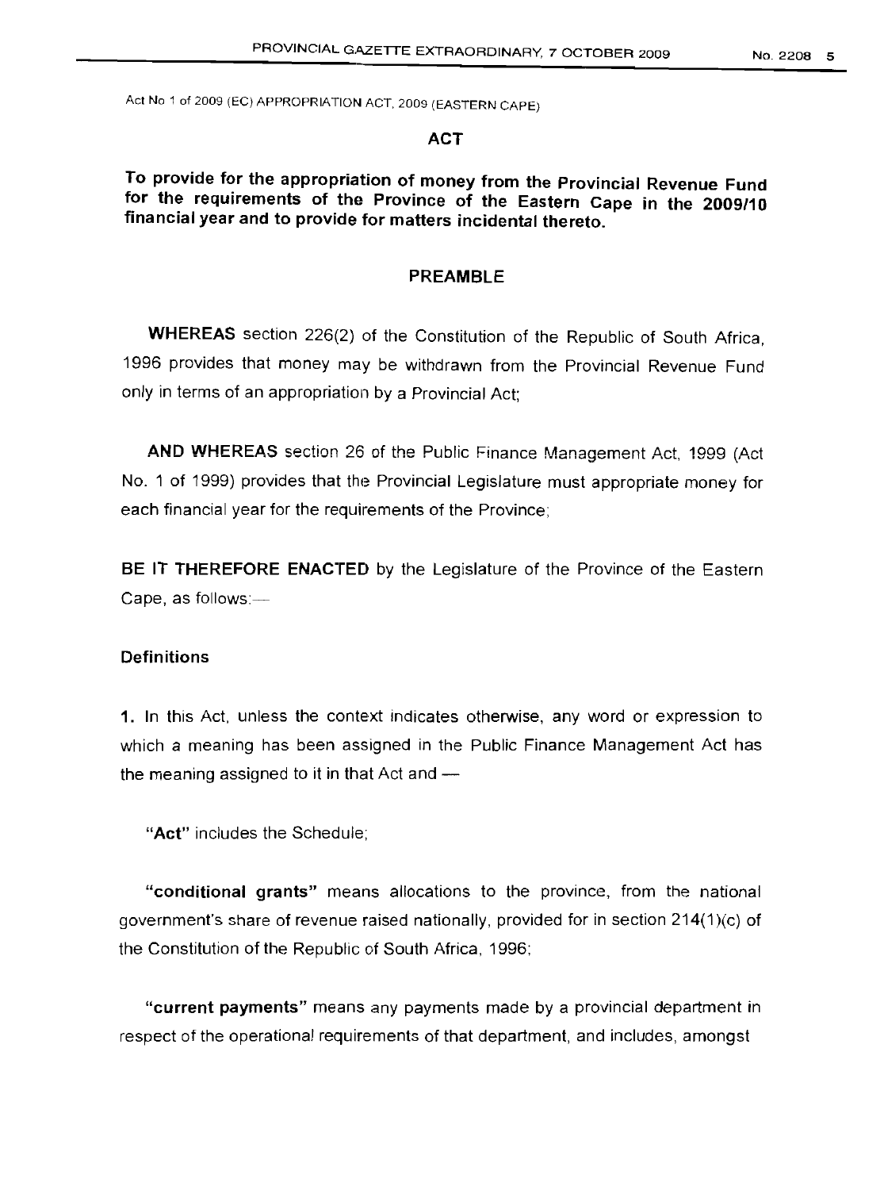Act No 1 of 2009 (EC) APPROPRIATION ACT, 2009 (EASTERN CAPE)

# ACT

**To provide for the appropriation of money from the Provincial Revenue Fund for the requirements of the Province of the Eastern Cape in the 2009/10 financial year and to provide for matters incidental thereto.**

## PREAMBLE

**WHEREAS** section 226(2) of the Constitution of the Republic of South Africa, 1996 provides that money may be withdrawn from the Provincial Revenue Fund only in terms of an appropriation by a Provincial Act;

**AND WHEREAS** section 26 of the Public Finance Management Act, 1999 (Act No. 1 of 1999) provides that the Provincial Legislature must appropriate money for each financial year for the requirements of the Province;

**BE IT THEREFORE ENACTED** by the Legislature of the Province of the Eastern Cape, as follows:—

### Definitions

**1.** In this Act, unless the context indicates otherwise, any word or expression to which a meaning has been assigned in the Public Finance Management Act has the meaning assigned to it in that Act and —

"**Act**" includes the Schedule;

"**conditional grants**" means allocations to the province, from the national government's share of revenue raised nationally, provided for in section 214(1)(c) of the Constitution of the Republic of South Africa, 1996;

"**current payments**" means any payments made by a provincial department in respect of the operational requirements of that department, and includes, amongst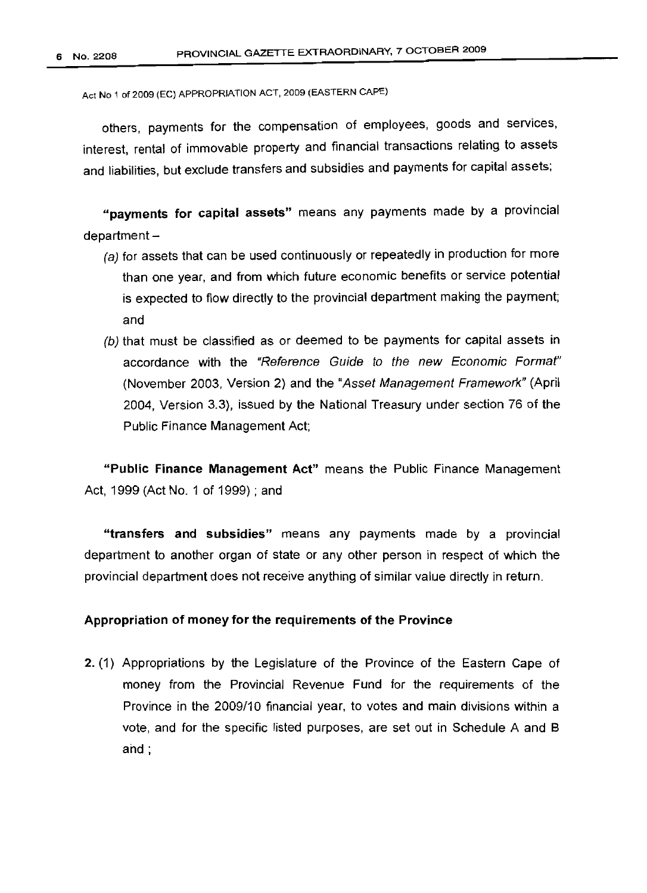others, payments for the compensation of employees, goods and services, interest, rental of immovable property and financial transactions relating to assets and liabilities, but exclude transfers and subsidies and payments for capital assets;

**"payments for capital assets"** means any payments made by a provincial department –

(a) for assets that can be used continuously or repeatedly in production for more than one year, and from which future economic benefits or service potential is expected to flow directly to the provincial department making the payment; and

(b) that must be classified as or deemed to be payments for capital assets in accordance with the *"Reference Guide to the new Economic Format"* (November 2003, Version 2) and the *"Asset Management Framework"* (April 2004, Version 3.3), issued by the National Treasury under section 76 of the Public Finance Management Act;

**"Public Finance Management Act"** means the Public Finance Management Act, 1999 (Act No. 1 of 1999) ; and

**"transfers and subsidies"** means any payments made by a provincial department to another organ of state or any other person in respect of which the provincial department does not receive anything of similar value directly in return.

**Appropriation of money for the requirements of the Province**

**2.** (1) Appropriations by the Legislature of the Province of the Eastern Cape of money from the Provincial Revenue Fund for the requirements of the Province in the 2009/10 financial year, to votes and main divisions within a vote, and for the specific listed purposes, are set out in Schedule A and B and ;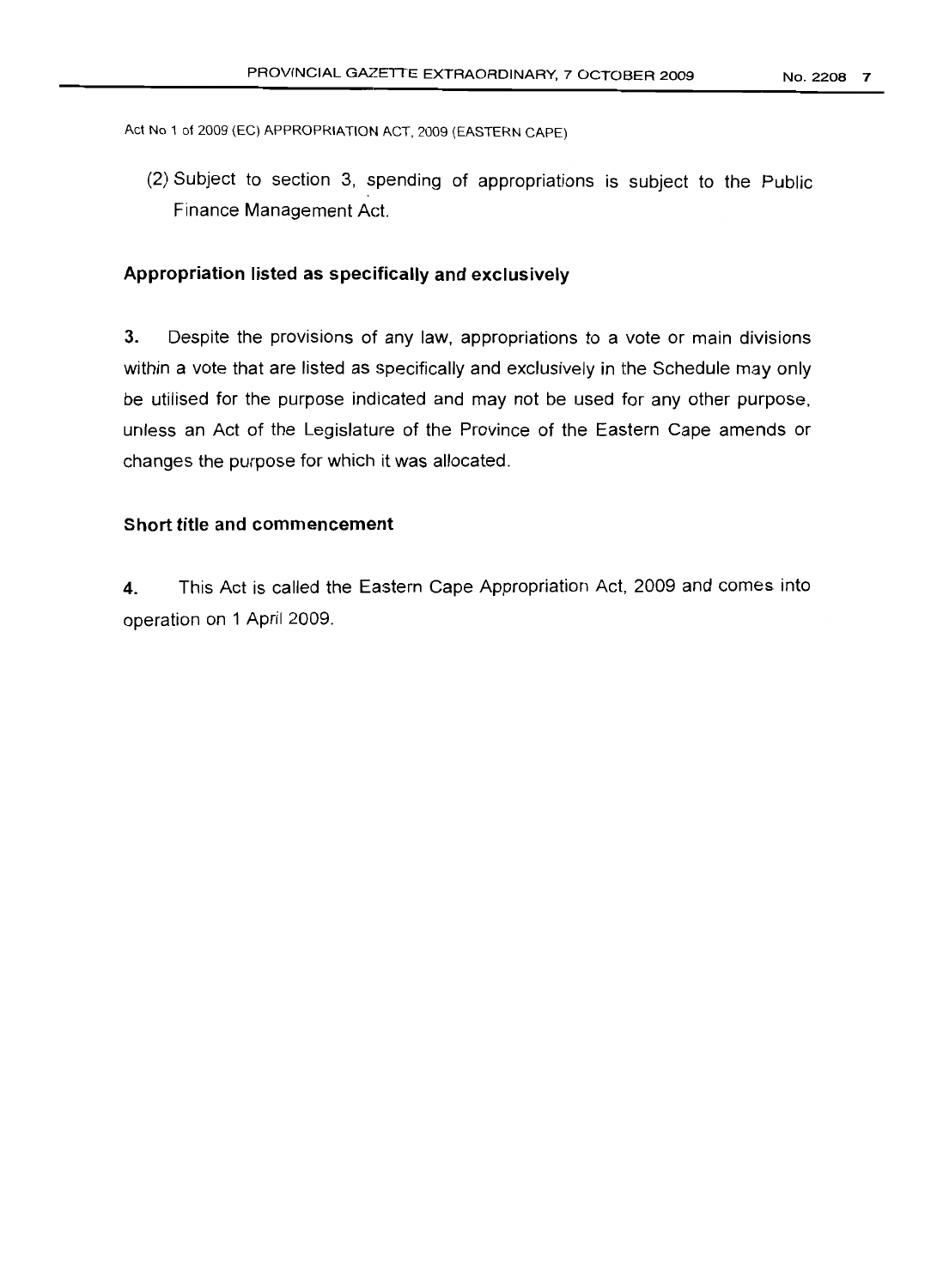(2) Subject to section 3, spending of appropriations is subject to the Public Finance Management Act.

### Appropriation listed as specifically and exclusively

**3.** Despite the provisions of any law, appropriations to a vote or main divisions within a vote that are listed as specifically and exclusively in the Schedule may only be utilised for the purpose indicated and may not be used for any other purpose, unless an Act of the Legislature of the Province of the Eastern Cape amends or changes the purpose for which it was allocated.

### Short title and commencement

**4.** This Act is called the Eastern Cape Appropriation Act, 2009 and comes into operation on 1 April 2009.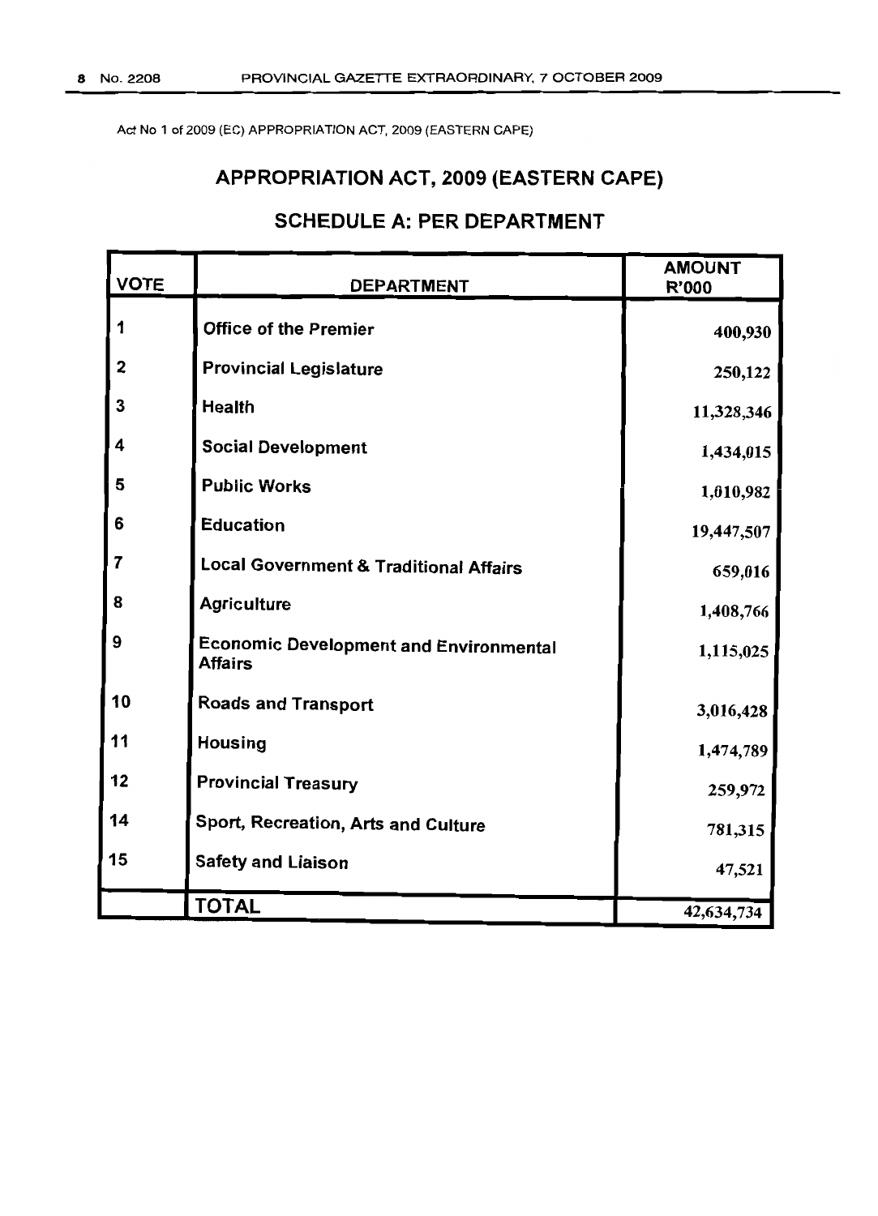Act No 1 of 2009 (EC) APPROPRIATION ACT, 2009 (EASTERN CAPE)

## APPROPRIATION ACT, 2009 (EASTERN CAPE)

## SCHEDULE A: PER DEPARTMENT

| VOTE | DEPARTMENT | AMOUNT R'000 |
|---|---|---|
| 1 | Office of the Premier | 400,930 |
| 2 | Provincial Legislature | 250,122 |
| 3 | Health | 11,328,346 |
| 4 | Social Development | 1,434,015 |
| 5 | Public Works | 1,010,982 |
| 6 | Education | 19,447,507 |
| 7 | Local Government & Traditional Affairs | 659,016 |
| 8 | Agriculture | 1,408,766 |
| 9 | Economic Development and Environmental Affairs | 1,115,025 |
| 10 | Roads and Transport | 3,016,428 |
| 11 | Housing | 1,474,789 |
| 12 | Provincial Treasury | 259,972 |
| 14 | Sport, Recreation, Arts and Culture | 781,315 |
| 15 | Safety and Liaison | 47,521 |
| | TOTAL | 42,634,734 |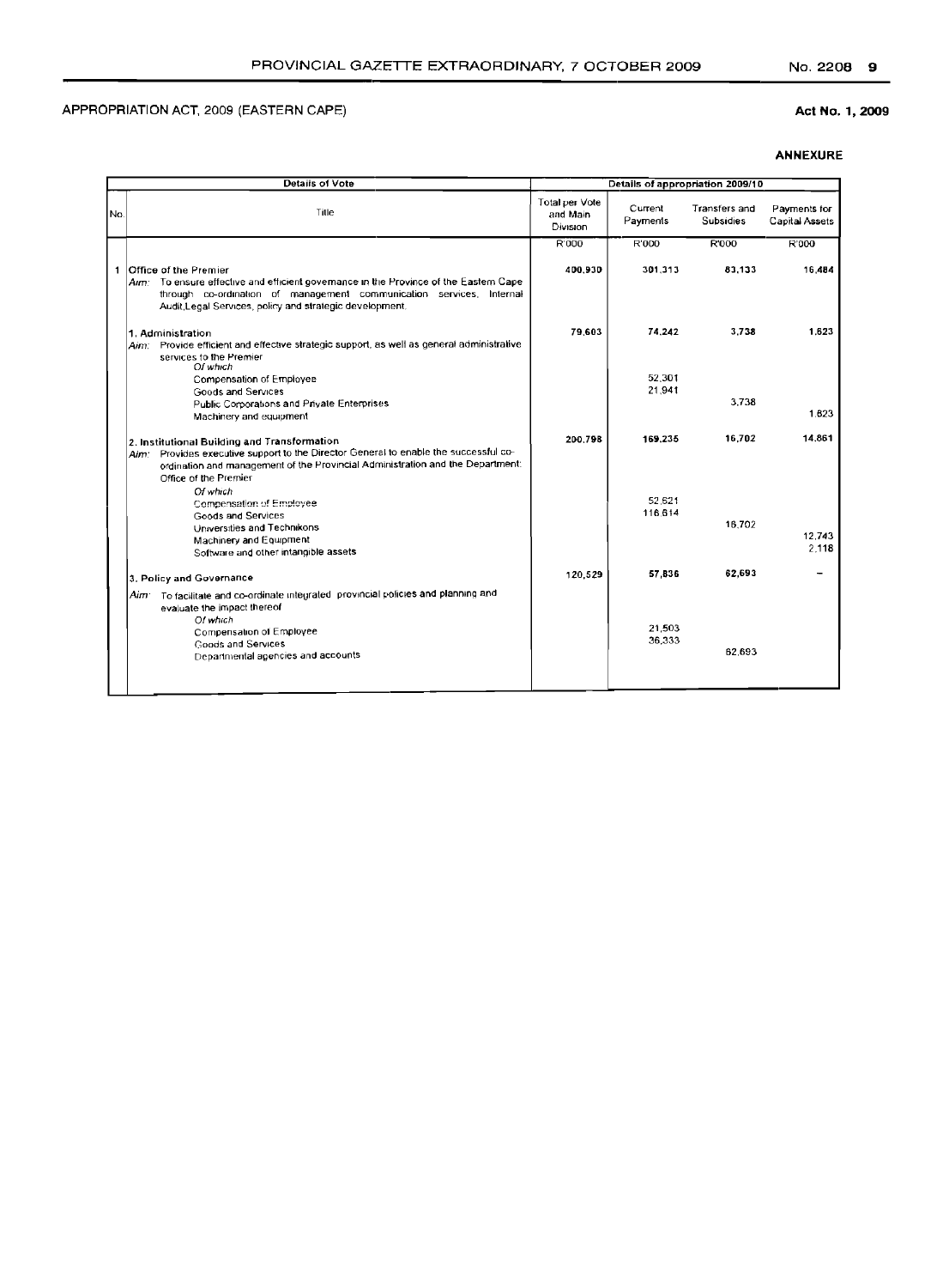APPROPRIATION ACT, 2009 (EASTERN CAPE)

Act No. 1, 2009

**ANNEXURE**

| Details of Vote | | Details of appropriation 2009/10 | | | |
|---|---|---|---|---|---|
| No. | Title | Total per Vote and Main Division | Current Payments | Transfers and Subsidies | Payments for Capital Assets |
| | | R'000 | R'000 | R'000 | R'000 |
| 1 | Office of the Premier<br>*Aim:* To ensure effective and efficient governance in the Province of the Eastern Cape through co-ordination of management communication services, Internal Audit,Legal Services, policy and strategic development. | 400,930 | 301,313 | 83,133 | 16,484 |
| | 1. Administration<br>*Aim:* Provide efficient and effective strategic support, as well as general administrative services to the Premier | 79,603 | 74,242 | 3,738 | 1,623 |
| | *Of which* | | | | |
| | Compensation of Employee | | 52,301 | | |
| | Goods and Services | | 21,941 | | |
| | Public Corporations and Private Enterprises | | | 3,738 | |
| | Machinery and equipment | | | | 1,623 |
| | 2. Institutional Building and Transformation<br>*Aim:* Provides executive support to the Director General to enable the successful co-ordination and management of the Provincial Administration and the Department: Office of the Premier | 200,798 | 169,235 | 16,702 | 14,861 |
| | *Of which* | | | | |
| | Compensation of Employee | | 52,621 | | |
| | Goods and Services | | 116,614 | | |
| | Universities and Technikons | | | 16,702 | |
| | Machinery and Equipment | | | | 12,743 |
| | Software and other intangible assets | | | | 2,118 |
| | 3. Policy and Governance<br>*Aim:* To facilitate and co-ordinate integrated provincial policies and planning and evaluate the impact thereof | 120,529 | 57,836 | 62,693 | - |
| | *Of which* | | | | |
| | Compensation of Employee | | 21,503 | | |
| | Goods and Services | | 36,333 | | |
| | Departmental agencies and accounts | | | 62,693 | |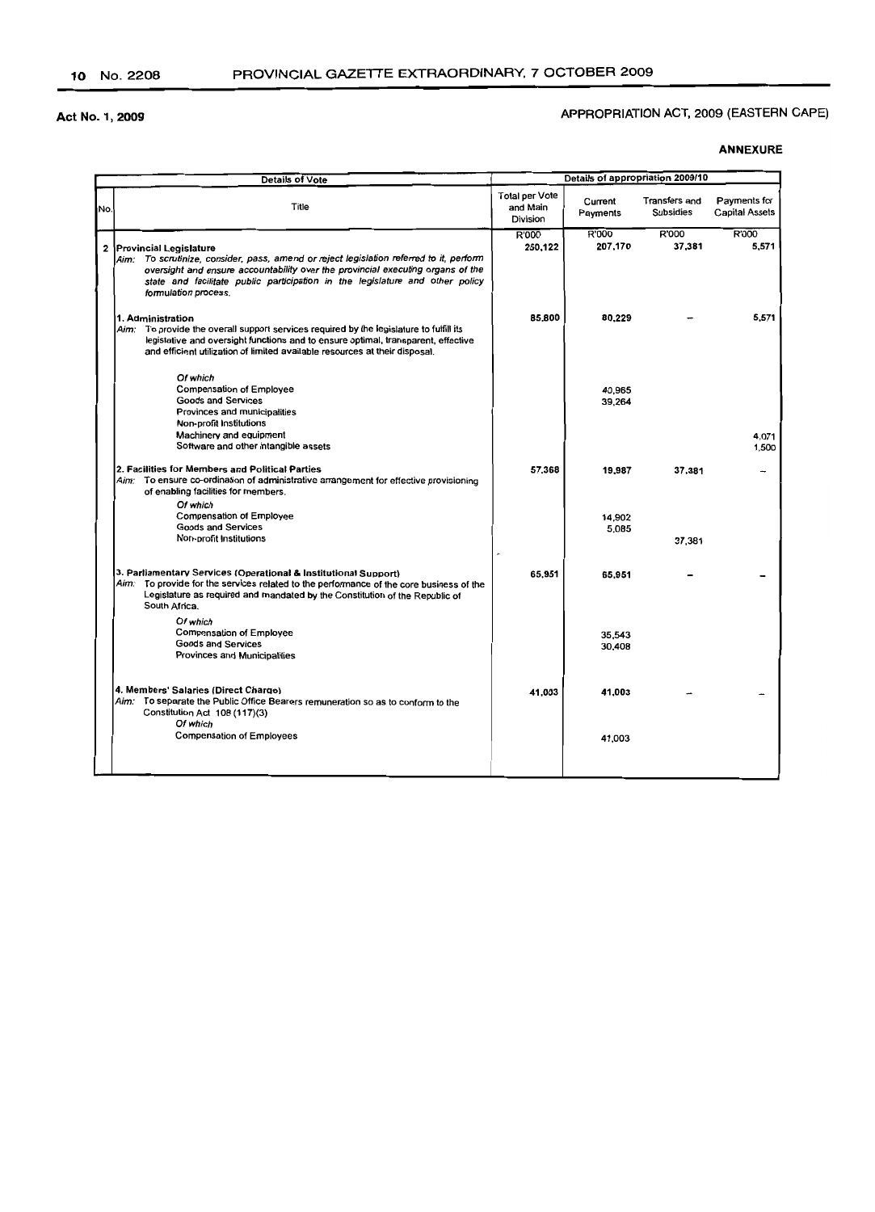Act No. 1, 2009

APPROPRIATION ACT, 2009 (EASTERN CAPE)

**ANNEXURE**

| Details of Vote | | Details of appropriation 2009/10 | | | |
|---|---|---|---|---|---|
| No. | Title | Total per Vote and Main Division | Current Payments | Transfers and Subsidies | Payments for Capital Assets |
| | | R'000 | R'000 | R'000 | R'000 |
| 2 | **Provincial Legislature**<br>*Aim:* *To scrutinize, consider, pass, amend or reject legislation referred to it, perform oversight and ensure accountability over the provincial executing organs of the state and facilitate public participation in the legislature and other policy formulation process.* | 250,122 | 207,170 | 37,381 | 5,571 |
| | **1. Administration**<br>*Aim:* To provide the overall support services required by the legislature to fulfill its legislative and oversight functions and to ensure optimal, transparent, effective and efficient utilization of limited available resources at their disposal. | 85,800 | 80,229 | – | 5,571 |
| | *Of which* | | | | |
| | Compensation of Employee | | 40,965 | | |
| | Goods and Services | | 39,264 | | |
| | Provinces and municipalities | | | | |
| | Non-profit Institutions | | | | |
| | Machinery and equipment | | | | 4,071 |
| | Software and other intangible assets | | | | 1,500 |
| | **2. Facilities for Members and Political Parties**<br>*Aim:* To ensure co-ordination of administrative arrangement for effective provisioning of enabling facilities for members. | 57,368 | 19,987 | 37,381 | – |
| | *Of which* | | | | |
| | Compensation of Employee | | 14,902 | | |
| | Goods and Services | | 5,085 | | |
| | Non-profit Institutions | | | 37,381 | |
| | **3. Parliamentary Services (Operational & Institutional Support)**<br>*Aim:* To provide for the services related to the performance of the core business of the Legislature as required and mandated by the Constitution of the Republic of South Africa. | 65,951 | 65,951 | – | – |
| | *Of which* | | | | |
| | Compensation of Employee | | 35,543 | | |
| | Goods and Services | | 30,408 | | |
| | Provinces and Municipalities | | | | |
| | **4. Members' Salaries (Direct Charge)**<br>*Aim:* To separate the Public Office Bearers remuneration so as to conform to the Constitution Act 108 (117)(3) | 41,003 | 41,003 | – | – |
| | *Of which* | | | | |
| | Compensation of Employees | | 41,003 | | |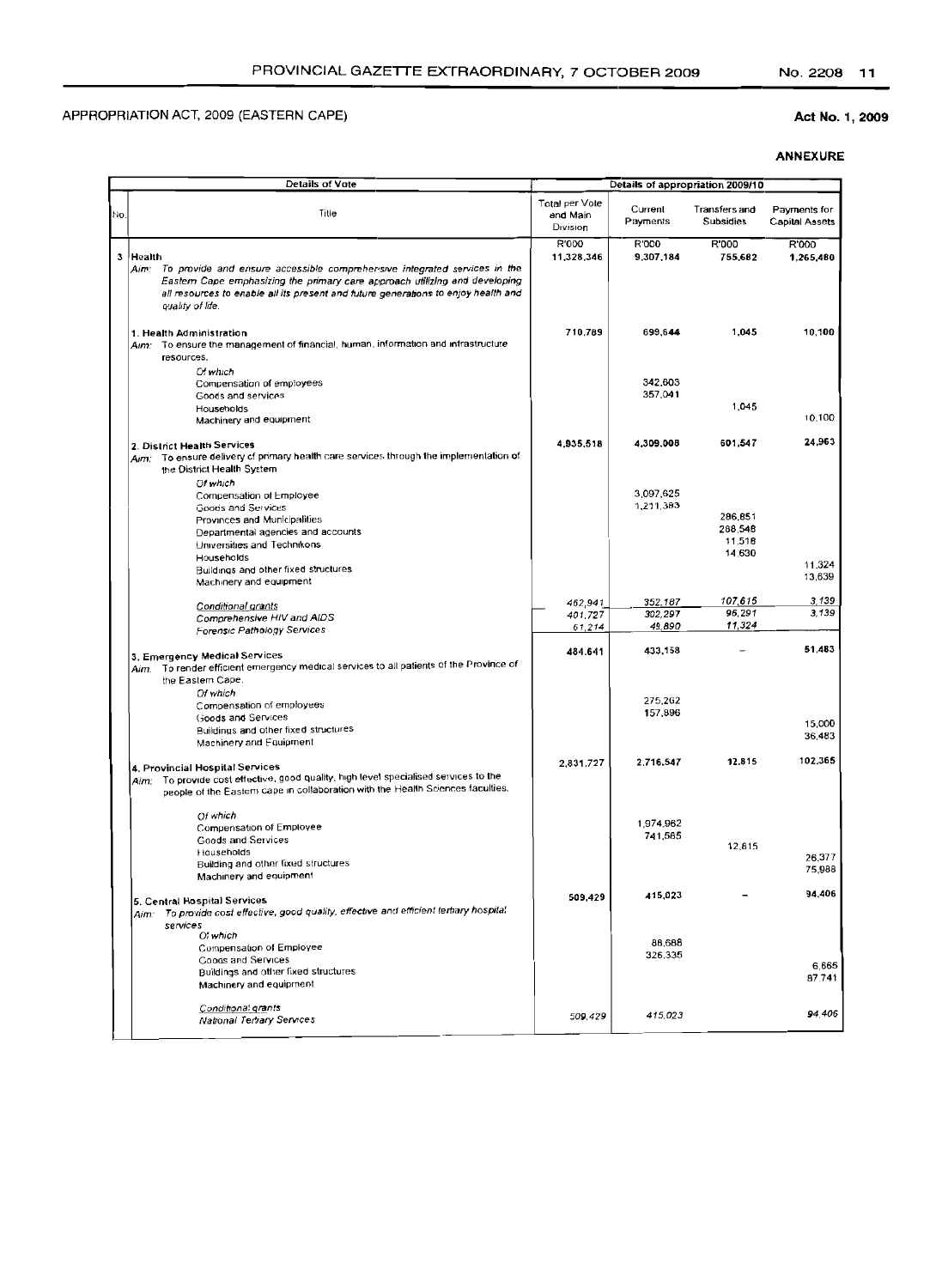APPROPRIATION ACT, 2009 (EASTERN CAPE)

**Act No. 1, 2009**

**ANNEXURE**

| No. | Details of Vote<br>Title | Total per Vote and Main Division | Current Payments | Transfers and Subsidies | Payments for Capital Assets |
|---|---|---|---|---|---|
| | | R'000 | R'000 | R'000 | R'000 |
| 3 | **Health**<br>*Aim: To provide and ensure accessible comprehensive integrated services in the Eastern Cape emphasizing the primary care approach utilizing and developing all resources to enable all its present and future generations to enjoy health and quality of life.* | **11,328,346** | **9,307,184** | **755,682** | **1,265,480** |
| | **1. Health Administration**<br>*Aim:* To ensure the management of financial, human, information and infrastructure resources. | **710,789** | **699,644** | **1,045** | **10,100** |
| | *Of which* | | | | |
| | Compensation of employees | | 342,603 | | |
| | Goods and services | | 357,041 | | |
| | Households | | | 1,045 | |
| | Machinery and equipment | | | | 10,100 |
| | **2. District Health Services**<br>*Aim:* To ensure delivery of primary health care services through the implementation of the District Health System | **4,935,518** | **4,309,008** | **601,547** | **24,963** |
| | *Of which* | | | | |
| | Compensation of Employee | | 3,097,625 | | |
| | Goods and Services | | 1,211,383 | | |
| | Provinces and Municipalities | | | 286,851 | |
| | Departmental agencies and accounts | | | 288,548 | |
| | Universities and Technikons | | | 11,518 | |
| | Households | | | 14,630 | |
| | Buildings and other fixed structures | | | | 11,324 |
| | Machinery and equipment | | | | 13,639 |
| | *Conditional grants* | *462,941* | *352,187* | *107,615* | *3,139* |
| | *Comprehensive HIV and AIDS* | *401,727* | *302,297* | *96,291* | *3,139* |
| | *Forensic Pathology Services* | *61,214* | *49,890* | *11,324* | |
| | **3. Emergency Medical Services**<br>*Aim:* To render efficient emergency medical services to all patients of the Province of the Eastern Cape. | **484,641** | **433,158** | **–** | **51,483** |
| | *Of which* | | | | |
| | Compensation of employees | | 275,262 | | |
| | Goods and Services | | 157,896 | | |
| | Buildings and other fixed structures | | | | 15,000 |
| | Machinery and Equipment | | | | 36,483 |
| | **4. Provincial Hospital Services**<br>*Aim:* To provide cost effective, good quality, high level specialised services to the people of the Eastern cape in collaboration with the Health Sciences faculties. | **2,831,727** | **2,716,547** | **12,815** | **102,365** |
| | *Of which* | | | | |
| | Compensation of Employee | | 1,974,962 | | |
| | Goods and Services | | 741,585 | | |
| | Households | | | 12,815 | |
| | Building and other fixed structures | | | | 26,377 |
| | Machinery and equipment | | | | 75,988 |
| | **5. Central Hospital Services**<br>*Aim: To provide cost effective, good quality, effective and efficient tertiary hospital services* | **509,429** | **415,023** | **–** | **94,406** |
| | *Of which* | | | | |
| | Compensation of Employee | | 88,688 | | |
| | Goods and Services | | 326,335 | | |
| | Buildings and other fixed structures | | | | 6,665 |
| | Machinery and equipment | | | | 87,741 |
| | *Conditional grants* | | | | |
| | *National Tertiary Services* | *509,429* | *415,023* | | *94,406* |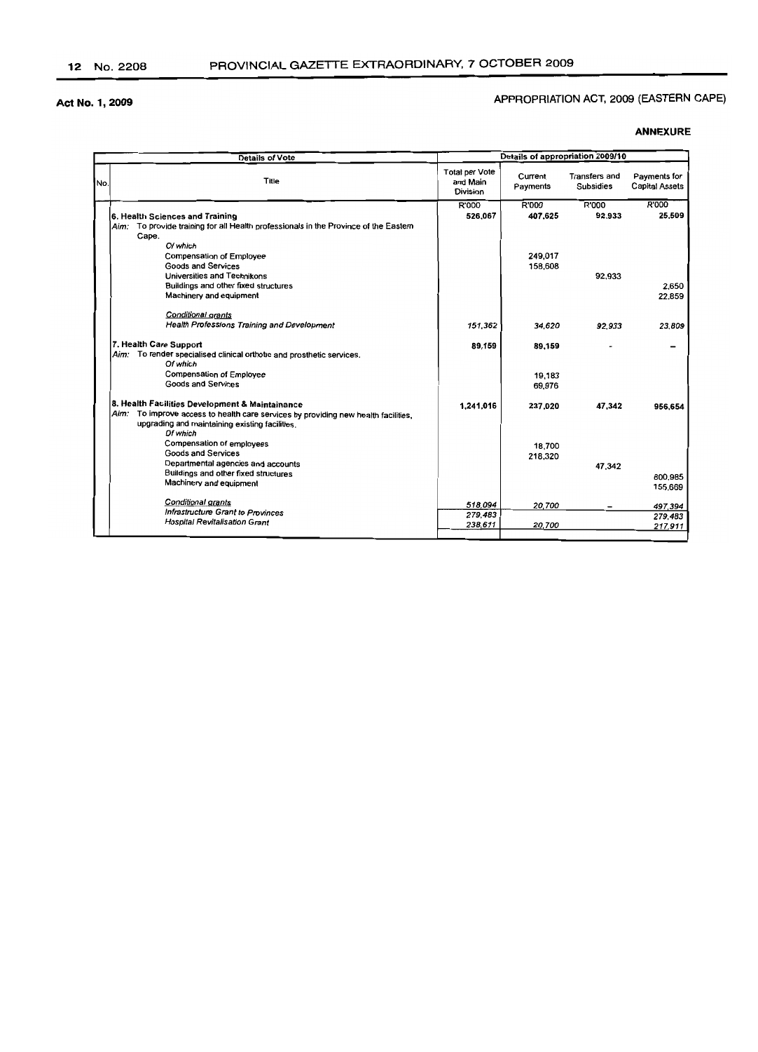Act No. 1, 2009

APPROPRIATION ACT, 2009 (EASTERN CAPE)

**ANNEXURE**

| Details of Vote | | Details of appropriation 2009/10 | | | |
|---|---|---|---|---|---|
| No. | Title | Total per Vote and Main Division | Current Payments | Transfers and Subsidies | Payments for Capital Assets |
| | | R'000 | R'000 | R'000 | R'000 |
| | **6. Health Sciences and Training** | **526,067** | **407,625** | **92,933** | **25,509** |
| | *Aim:* To provide training for all Health professionals in the Province of the Eastern Cape. | | | | |
| | *Of which* | | | | |
| | Compensation of Employee | | 249,017 | | |
| | Goods and Services | | 158,608 | | |
| | Universities and Technikons | | | 92,933 | |
| | Buildings and other fixed structures | | | | 2,650 |
| | Machinery and equipment | | | | 22,859 |
| | <u>*Conditional grants*</u> | | | | |
| | *Health Professions Training and Development* | *151,362* | *34,620* | *92,933* | *23,809* |
| | **7. Health Care Support** | **89,159** | **89,159** | - | - |
| | *Aim:* To render specialised clinical orthotic and prosthetic services. | | | | |
| | *Of which* | | | | |
| | Compensation of Employee | | 19,183 | | |
| | Goods and Services | | 69,976 | | |
| | **8. Health Facilities Development & Maintainance** | **1,241,016** | **237,020** | **47,342** | **956,654** |
| | *Aim:* To improve access to health care services by providing new health facilities, upgrading and maintaining existing facilities. | | | | |
| | *Of which* | | | | |
| | Compensation of employees | | 18,700 | | |
| | Goods and Services | | 218,320 | | |
| | Departmental agencies and accounts | | | 47,342 | |
| | Buildings and other fixed structures | | | | 800,985 |
| | Machinery and equipment | | | | 155,669 |
| | <u>*Conditional grants*</u> | *518,094* | *20,700* | - | *497,394* |
| | *Infrastructure Grant to Provinces* | *279,483* | | | *279,483* |
| | *Hospital Revitalisation Grant* | *238,611* | *20,700* | | *217,911* |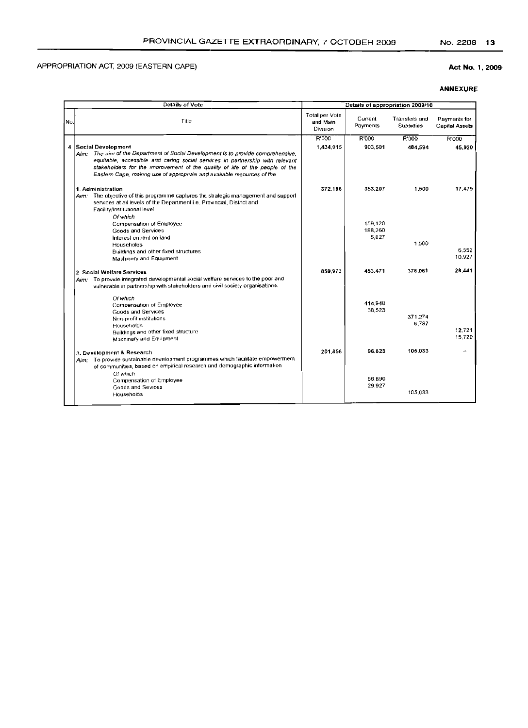APPROPRIATION ACT, 2009 (EASTERN CAPE)

**Act No. 1, 2009**

**ANNEXURE**

| Details of Vote | | Details of appropriation 2009/10 | | | |
|---|---|---|---|---|---|
| No. | Title | Total per Vote and Main Division | Current Payments | Transfers and Subsidies | Payments for Capital Assets |
| | | R'000 | R'000 | R'000 | R'000 |
| 4 | **Social Development**<br>*Aim: The aim of the Department of Social Development is to provide comprehensive, equitable, accessible and caring social services in partnership with relevant stakeholders for the improvement of the quality of life of the people of the Eastern Cape, making use of appropriate and available resources of the* | 1,434,015 | 903,501 | 484,594 | 45,920 |
| | **1. Administration**<br>*Aim:* The objective of this programme captures the strategic management and support services at all levels of the Department i.e. Provincial, District and Facility/Institutional level | 372,186 | 353,207 | 1,500 | 17,479 |
| | *Of which* | | | | |
| | Compensation of Employee | | 159,120 | | |
| | Goods and Services | | 188,260 | | |
| | Interest on rent on land | | 5,827 | | |
| | Households | | | 1,500 | |
| | Buildings and other fixed structures | | | | 6,552 |
| | Machinery and Equipment | | | | 10,927 |
| | **2. Social Welfare Services**<br>*Aim:* To provide integrated developmental social welfare services to the poor and vulnerable in partnership with stakeholders and civil society organisations. | 859,973 | 453,471 | 378,061 | 28,441 |
| | *Of which* | | | | |
| | Compensation of Employee | | 414,948 | | |
| | Goods and Services | | 38,523 | | |
| | Non-profit institutions | | | 371,274 | |
| | Households | | | 6,787 | |
| | Buildings and other fixed structure | | | | 12,721 |
| | Machinery and Equipment | | | | 15,720 |
| | **3. Development & Research**<br>*Aim:* To provide sustainable development programmes which facilitate empowerment of communities, based on empirical research and demographic information | 201,856 | 96,823 | 105,033 | – |
| | *Of which* | | | | |
| | Compensation of Employee | | 66,896 | | |
| | Goods and Sevices | | 29,927 | | |
| | Households | | | 105,033 | |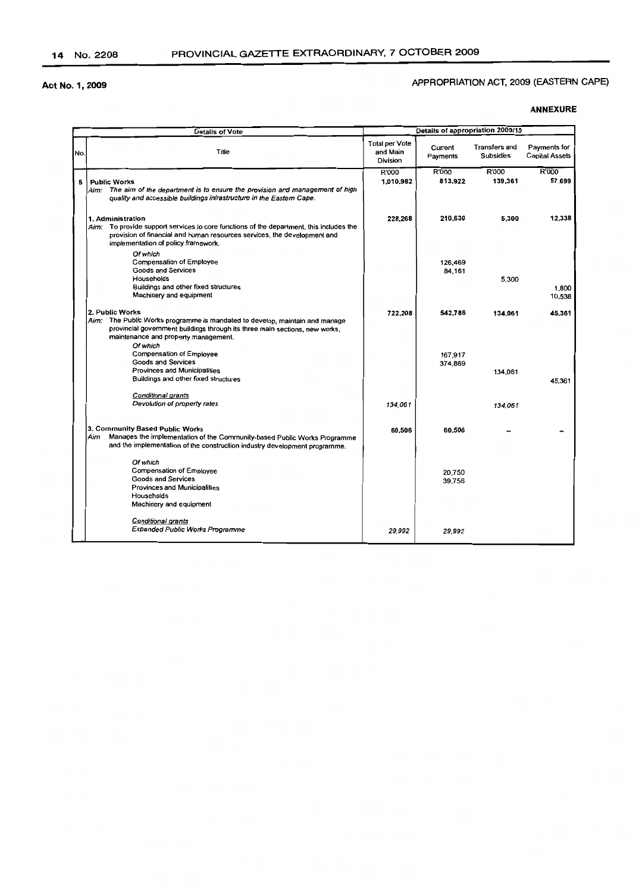Act No. 1, 2009

APPROPRIATION ACT, 2009 (EASTERN CAPE)

**ANNEXURE**

| Details of Vote | | Details of appropriation 2009/10 | | | |
|---|---|---|---|---|---|
| No. | Title | Total per Vote and Main Division | Current Payments | Transfers and Subsidies | Payments for Capital Assets |
| | | R'000 | R'000 | R'000 | R'000 |
| 5 | **Public Works** | **1,010,982** | **813,922** | **139,361** | **57,699** |
| | *Aim: The aim of the department is to ensure the provision and management of high quality and accessible buildings infrastructure in the Eastern Cape.* | | | | |
| | **1. Administration** | **228,268** | **210,630** | **5,300** | **12,338** |
| | Aim: To provide support services to core functions of the department, this includes the provision of financial and human resources services, the development and implementation of policy framework. | | | | |
| | *Of which* | | | | |
| | Compensation of Employee | | 126,469 | | |
| | Goods and Services | | 84,161 | | |
| | Households | | | 5,300 | |
| | Buildings and other fixed structures | | | | 1,800 |
| | Machinery and equipment | | | | 10,538 |
| | **2. Public Works** | **722,208** | **542,786** | **134,061** | **45,361** |
| | Aim: The Public Works programme is mandated to develop, maintain and manage provincial government buildings through its three main sections, new works, maintenance and property management. | | | | |
| | *Of which* | | | | |
| | Compensation of Employee | | 167,917 | | |
| | Goods and Services | | 374,869 | | |
| | Provinces and Municipalities | | | 134,061 | |
| | Buildings and other fixed structures | | | | 45,361 |
| | *Conditional grants* | | | | |
| | *Devolution of property rates* | *134,061* | | *134,061* | |
| | **3. Community Based Public Works** | **60,506** | **60,506** | **-** | **-** |
| | Aim Manages the implementation of the Community-based Public Works Programme and the implementation of the construction industry development programme. | | | | |
| | *Of which* | | | | |
| | Compensation of Employee | | 20,750 | | |
| | Goods and Services | | 39,756 | | |
| | Provinces and Municipalities | | | | |
| | Households | | | | |
| | Machinery and equipment | | | | |
| | *Conditional grants* | | | | |
| | *Expanded Public Works Programme* | *29,992* | *29,992* | | |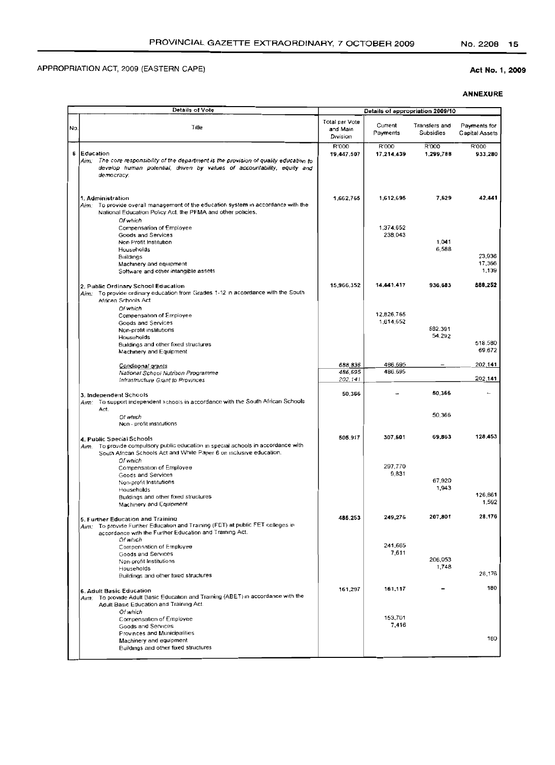APPROPRIATION ACT, 2009 (EASTERN CAPE)

**Act No. 1, 2009**

**ANNEXURE**

| Details of Vote | | Details of appropriation 2009/10 | | | |
|---|---|---|---|---|---|
| No. | Title | Total per Vote and Main Division | Current Payments | Transfers and Subsidies | Payments for Capital Assets |
| | | R'000 | R'000 | R'000 | R'000 |
| 6 | **Education** | **19,447,507** | **17,214,439** | **1,299,788** | **933,280** |
| | *Aim: The core responsibility of the department is the provision of quality education to develop human potential, driven by values of accountability, equity and democracy.* | | | | |
| | **1. Administration** | **1,662,765** | **1,612,695** | **7,629** | **42,441** |
| | *Aim:* To provide overall management of the education system in accordance with the National Education Policy Act, the PFMA and other policies. | | | | |
| | *Of which* | | | | |
| | Compensation of Employee | | 1,374,652 | | |
| | Goods and Services | | 238,043 | | |
| | Non Profit Institution | | | 1,041 | |
| | Households | | | 6,588 | |
| | Buildings | | | | 23,936 |
| | Machinery and equipment | | | | 17,366 |
| | Software and other intangible assets | | | | 1,139 |
| | **2. Public Ordinary School Education** | **15,966,352** | **14,441,417** | **936,683** | **588,252** |
| | *Aim:* To provide ordinary education from Grades 1-12 in accordance with the South African Schools Act | | | | |
| | *Of which* | | | | |
| | Compensation of Employee | | 12,826,765 | | |
| | Goods and Services | | 1,614,652 | | |
| | Non-profit institutions | | | 882,391 | |
| | Households | | | 54,292 | |
| | Buildings and other fixed structures | | | | 518,580 |
| | Machinery and Equipment | | | | 69,672 |
| | *Conditional grants* | *688,836* | *486,695* | – | *202,141* |
| | *National School Nutrition Programme* | *486,695* | *486,695* | | |
| | *Infrastructure Grant to Provinces* | *202,141* | | | *202,141* |
| | **3. Independent Schools** | **50,366** | – | **50,366** | – |
| | *Aim:* To support independent schools in accordance with the South African Schools Act. | | | | |
| | *Of which* | | | | |
| | Non - profit institutions | | | 50,366 | |
| | **4. Public Special Schools** | **505,917** | **307,601** | **69,863** | **128,453** |
| | *Aim:* To provide compulsory public education in special schools in accordance with South African Schools Act and White Paper 6 on inclusive education. | | | | |
| | *Of which* | | | | |
| | Compensation of Employee | | 297,770 | | |
| | Goods and Services | | 9,831 | | |
| | Non-profit Institutions | | | 67,920 | |
| | Households | | | 1,943 | |
| | Buildings and other fixed structures | | | | 126,861 |
| | Machinery and Equipment | | | | 1,592 |
| | **5. Further Education and Training** | **485,253** | **249,276** | **207,801** | **28,176** |
| | *Aim:* To provide Further Education and Training (FET) at public FET colleges in accordance with the Further Education and Training Act. | | | | |
| | *Of which* | | | | |
| | Compensation of Employee | | 241,665 | | |
| | Goods and Services | | 7,611 | | |
| | Non-profit Institutions | | | 206,053 | |
| | Households | | | 1,748 | |
| | Buildings and other fixed structures | | | | 28,176 |
| | **6. Adult Basic Education** | **161,297** | **161,117** | – | **180** |
| | *Aim:* To provide Adult Basic Education and Training (ABET) in accordance with the Adult Basic Education and Training Act | | | | |
| | *Of which* | | | | |
| | Compensation of Employee | | 153,701 | | |
| | Goods and Services | | 7,416 | | |
| | Provinces and Municipalities | | | | |
| | Machinery and equipment | | | | 180 |
| | Buildings and other fixed structures | | | | |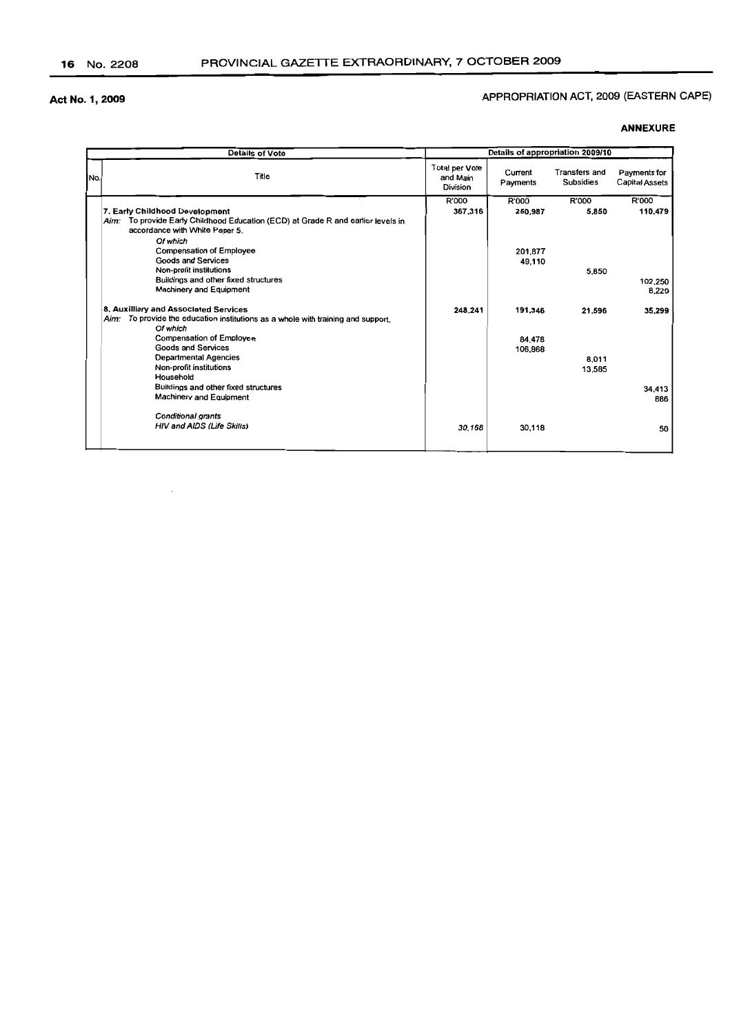**Act No. 1, 2009**

APPROPRIATION ACT, 2009 (EASTERN CAPE)

**ANNEXURE**

| Details of Vote | | Details of appropriation 2009/10 | | | |
|---|---|---|---|---|---|
| No. | Title | Total per Vote and Main Division | Current Payments | Transfers and Subsidies | Payments for Capital Assets |
| | | R'000 | R'000 | R'000 | R'000 |
| | **7. Early Childhood Development** | **367,316** | **250,987** | **5,850** | **110,479** |
| | *Aim:* To provide Early Childhood Education (ECD) at Grade R and earlier levels in accordance with White Paper 5. | | | | |
| | *Of which* | | | | |
| | Compensation of Employee | | 201,877 | | |
| | Goods and Services | | 49,110 | | |
| | Non-profit institutions | | | 5,850 | |
| | Buildings and other fixed structures | | | | 102,250 |
| | Machinery and Equipment | | | | 8,229 |
| | **8. Auxilliary and Associated Services** | **248,241** | **191,346** | **21,596** | **35,299** |
| | *Aim:* To provide the education institutions as a whole with training and support. | | | | |
| | *Of which* | | | | |
| | Compensation of Employee | | 84,478 | | |
| | Goods and Services | | 106,868 | | |
| | Departmental Agencies | | | 8,011 | |
| | Non-profit institutions | | | 13,585 | |
| | Household | | | | |
| | Buildings and other fixed structures | | | | 34,413 |
| | Machinery and Equipment | | | | 886 |
| | *Conditional grants* | | | | |
| | *HIV and AIDS (Life Skills)* | *30,168* | 30,118 | | 50 |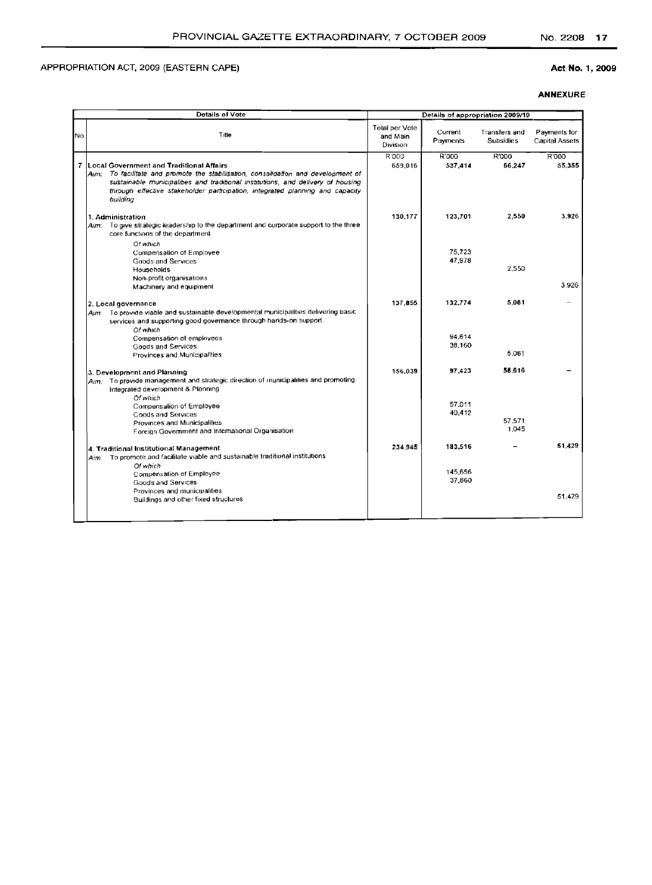APPROPRIATION ACT, 2009 (EASTERN CAPE)

**Act No. 1, 2009**

**ANNEXURE**

| Details of Vote | | Details of appropriation 2009/10 | | | |
|---|---|---|---|---|---|
| No. | Title | Total per Vote and Main Division | Current Payments | Transfers and Subsidies | Payments for Capital Assets |
| | | R'000 | R'000 | R'000 | R'000 |
| 7 | **Local Government and Traditional Affairs**<br>*Aim: To facilitate and promote the stabilisation, consolidation and development of sustainable municipalities and traditional institutions, and delivery of housing through effective stakeholder participation, integrated planning and capacity building* | 659,016 | 537,414 | 66,247 | 55,355 |
| | **1. Administration**<br>*Aim:* To give strategic leadership to the department and corporate support to the three core functions of the department. | 130,177 | 123,701 | 2,550 | 3,926 |
| | *Of which* | | | | |
| | Compensation of Employee | | 75,723 | | |
| | Goods and Services | | 47,978 | | |
| | Households | | | 2,550 | |
| | Non-profit organisations | | | | |
| | Machinery and equipment | | | | 3,926 |
| | **2. Local governance**<br>*Aim:* To provide viable and sustainable developmental municipalities delivering basic services and supporting good governance through hands-on support. | 137,855 | 132,774 | 5,081 | – |
| | *Of which* | | | | |
| | Compensation of employees | | 94,614 | | |
| | Goods and Services | | 38,160 | | |
| | Provinces and Municipalities | | | 5,081 | |
| | **3. Development and Planning**<br>*Aim:* To provide management and strategic direction of municipalities and promoting Integrated development & Planning | 156,039 | 97,423 | 58,616 | – |
| | *Of which* | | | | |
| | Compensation of Employee | | 57,011 | | |
| | Goods and Services | | 40,412 | | |
| | Provinces and Municipalities | | | 57,571 | |
| | Foreign Government and International Organisation | | | 1,045 | |
| | **4. Traditional Institutional Management**<br>*Aim:* To promote and facilitate viable and sustainable traditional institutions | 234,945 | 183,516 | – | 51,429 |
| | *Of which* | | | | |
| | Compensation of Employee | | 145,656 | | |
| | Goods and Services | | 37,860 | | |
| | Provinces and municipalities | | | | |
| | Buildings and other fixed structures | | | | 51,429 |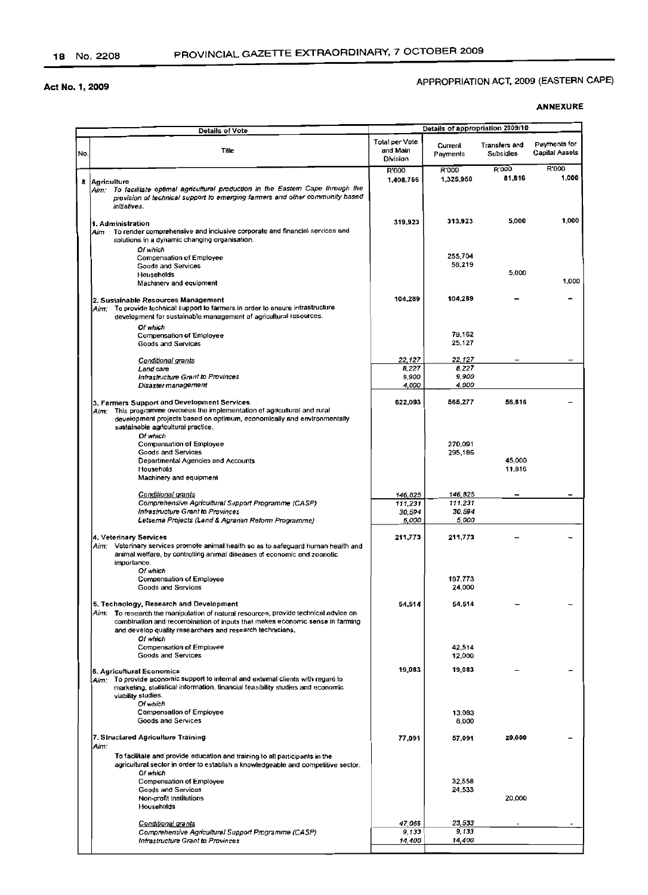Act No. 1, 2009

APPROPRIATION ACT, 2009 (EASTERN CAPE)

**ANNEXURE**

| Details of Vote | | Details of appropriation 2009/10 | | | |
|---|---|---|---|---|---|
| No. | Title | Total per Vote and Main Division | Current Payments | Transfers and Subsidies | Payments for Capital Assets |
| | | R'000 | R'000 | R'000 | R'000 |
| 8 | **Agriculture**<br>*Aim: To facilitate optimal agricultural production in the Eastern Cape through the provision of technical support to emerging farmers and other community based initiatives.* | 1,408,766 | 1,325,950 | 81,816 | 1,000 |
| | **1. Administration**<br>Aim To render comprehensive and inclusive corporate and financial services and solutions in a dynamic changing organisation. | 319,923 | 313,923 | 5,000 | 1,000 |
| | *Of which* | | | | |
| | Compensation of Employee | | 255,704 | | |
| | Goods and Services | | 58,219 | | |
| | Households | | | 5,000 | |
| | Machinery and equipment | | | | 1,000 |
| | **2. Sustainable Resources Management**<br>*Aim:* To provide technical support to farmers in order to ensure infrastructure development for sustainable management of agricultural resources. | 104,289 | 104,289 | – | – |
| | *Of which* | | | | |
| | Compensation of Employee | | 79,162 | | |
| | Goods and Services | | 25,127 | | |
| | *Conditional grants* | 22,127 | 22,127 | – | – |
| | *Land care* | 8,227 | 8,227 | | |
| | *Infrastructure Grant to Provinces* | 9,900 | 9,900 | | |
| | *Disaster management* | 4,000 | 4,000 | | |
| | **3. Farmers Support and Development Services**<br>*Aim:* This programme oversees the implementation of agricultural and rural development projects based on optimum, economically and environmentally sustainable agricultural practice. | 622,093 | 565,277 | 56,816 | – |
| | *Of which* | | | | |
| | Compensation of Employee | | 270,091 | | |
| | Goods and Services | | 295,186 | | |
| | Departmental Agencies and Accounts | | | 45,000 | |
| | Household | | | 11,816 | |
| | Machinery and equipment | | | | |
| | *Conditional grants* | 146,825 | 146,825 | – | – |
| | *Comprehensive Agricultural Support Programme (CASP)* | 111,231 | 111,231 | | |
| | *Infrastructure Grant to Provinces* | 30,594 | 30,594 | | |
| | *Letsema Projects (Land & Agrarian Reform Programme)* | 5,000 | 5,000 | | |
| | **4. Veterinary Services**<br>*Aim:* Veterinary services promote animal health so as to safeguard human health and animal welfare, by controlling animal diseases of economic and zoonotic importance. | 211,773 | 211,773 | – | – |
| | *Of which* | | | | |
| | Compensation of Employee | | 187,773 | | |
| | Goods and Services | | 24,000 | | |
| | **5. Technology, Research and Development**<br>*Aim:* To research the manipulation of natural resources, provide technical advice on combination and recombination of inputs that makes economic sense in farming and develop quality researchers and research technicians. | 54,514 | 54,514 | – | – |
| | *Of which* | | | | |
| | Compensation of Employee | | 42,514 | | |
| | Goods and Services | | 12,000 | | |
| | **6. Agricultural Economics**<br>*Aim:* To provide economic support to internal and external clients with regard to marketing, statistical information, financial feasibility studies and economic viability studies. | 19,083 | 19,083 | – | – |
| | *Of which* | | | | |
| | Compensation of Employee | | 13,083 | | |
| | Goods and Services | | 6,000 | | |
| | **7. Structured Agriculture Training**<br>*Aim:*<br>To facilitate and provide education and training to all participants in the agricultural sector in order to establish a knowledgeable and competitive sector. | 77,091 | 57,091 | 20,000 | – |
| | *Of which* | | | | |
| | Compensation of Employee | | 32,558 | | |
| | Goods and Services | | 24,533 | | |
| | Non-profit Institutions | | | 20,000 | |
| | Households | | | | |
| | *Conditional grants* | 47,066 | 23,533 | - | - |
| | *Comprehensive Agricultural Support Programme (CASP)* | 9,133 | 9,133 | | |
| | *Infrastructure Grant to Provinces* | 14,400 | 14,400 | | |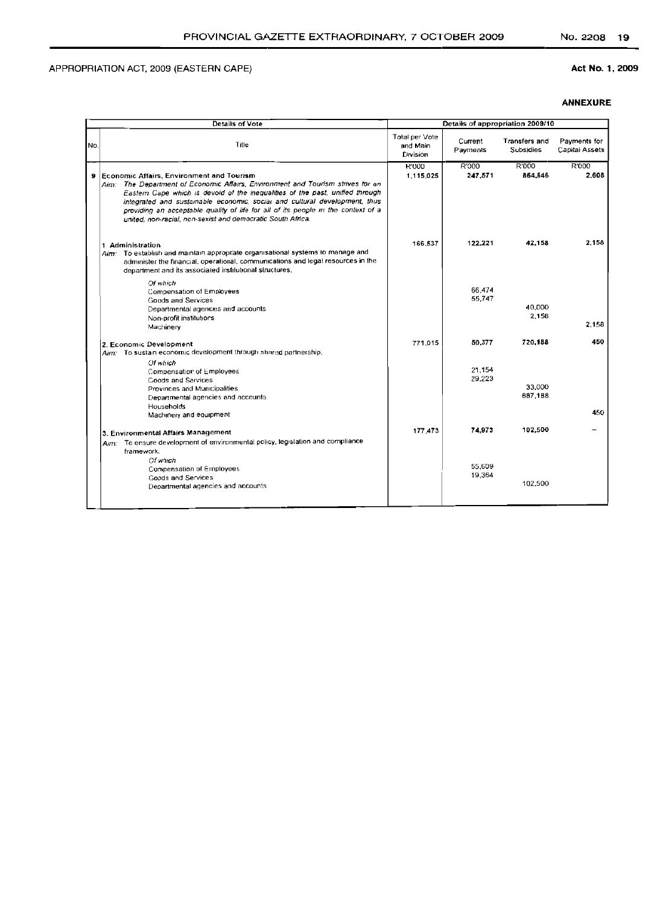APPROPRIATION ACT, 2009 (EASTERN CAPE)

**Act No. 1, 2009**

**ANNEXURE**

| | Details of Vote | Details of appropriation 2009/10 | | | |
|---|---|---|---|---|---|
| No. | Title | Total per Vote and Main Division | Current Payments | Transfers and Subsidies | Payments for Capital Assets |
| | | R'000 | R'000 | R'000 | R'000 |
| 9 | **Economic Affairs, Environment and Tourism**<br>*Aim: The Department of Economic Affairs, Environment and Tourism strives for an Eastern Cape which is devoid of the inequalities of the past, unified through integrated and sustainable economic, social and cultural development, thus providing an acceptable quality of life for all of its people in the context of a united, non-racial, non-sexist and democratic South Africa.* | 1,115,025 | **247,571** | **864,846** | **2,608** |
| | **1. Administration**<br>*Aim:* To establish and maintain appropriate organisational systems to manage and administer the financial, operational, communications and legal resources in the department and its associated institutional structures. | 166,537 | **122,221** | **42,158** | **2,158** |
| | *Of which* | | | | |
| | Compensation of Employees | | 66,474 | | |
| | Goods and Services | | 55,747 | | |
| | Departmental agencies and accounts | | | 40,000 | |
| | Non-profit institutions | | | 2,158 | |
| | Machinery | | | | 2,158 |
| | **2. Economic Development**<br>*Aim:* To sustain economic development through shared partnership. | 771,015 | **50,377** | **720,188** | **450** |
| | *Of which* | | | | |
| | Compensation of Employees | | 21,154 | | |
| | Goods and Services | | 29,223 | | |
| | Provinces and Municipalities | | | 33,000 | |
| | Departmental agencies and accounts | | | 687,188 | |
| | Households | | | | |
| | Machinery and equipment | | | | 450 |
| | **3. Environmental Affairs Management**<br>*Aim:* To ensure development of environmental policy, legislation and compliance framework. | 177,473 | **74,973** | **102,500** | – |
| | *Of which* | | | | |
| | Compensation of Employees | | 55,609 | | |
| | Goods and Services | | 19,364 | | |
| | Departmental agencies and accounts | | | 102,500 | |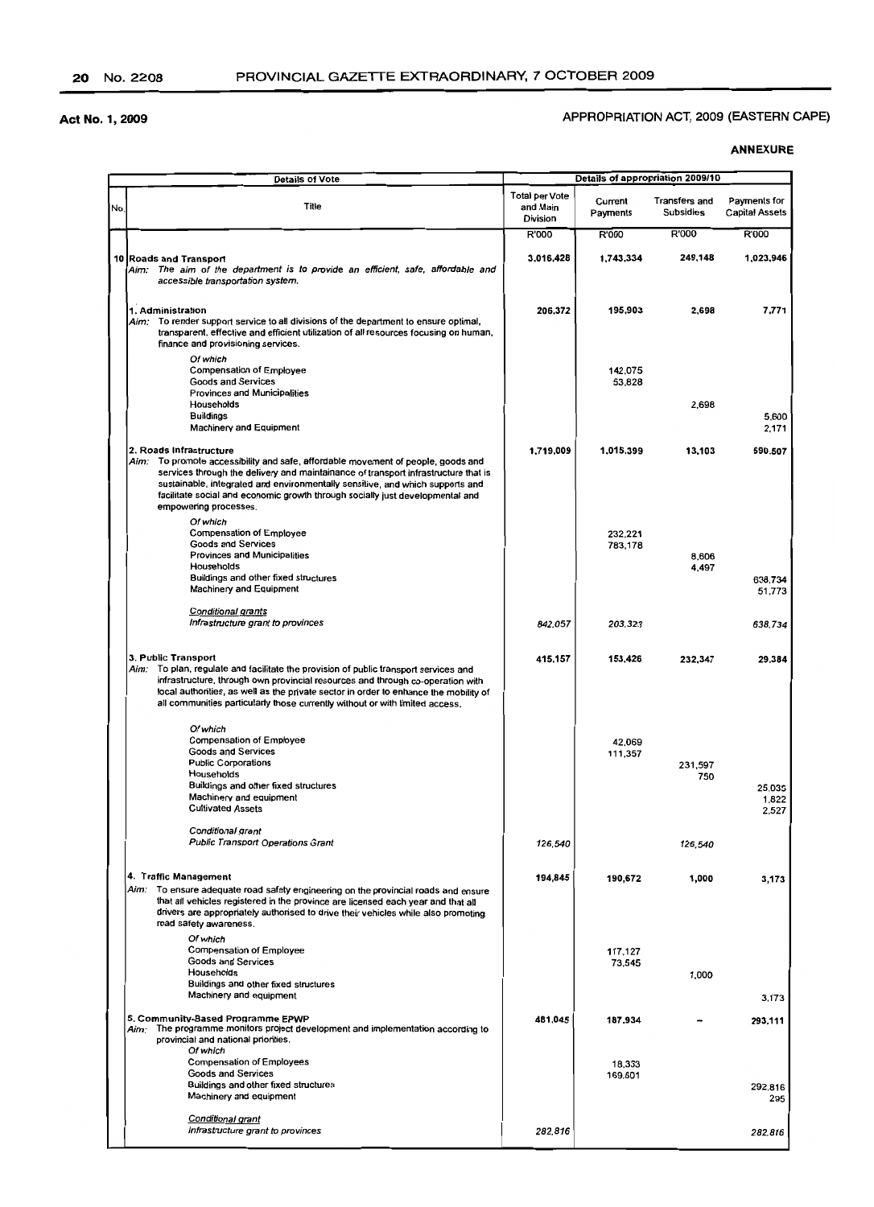**Act No. 1, 2009**

APPROPRIATION ACT, 2009 (EASTERN CAPE)

**ANNEXURE**

| Details of Vote | | Details of appropriation 2009/10 | | | |
|---|---|---|---|---|---|
| No. | Title | Total per Vote and Main Division | Current Payments | Transfers and Subsidies | Payments for Capital Assets |
| | | R'000 | R'000 | R'000 | R'000 |
| 10 | **Roads and Transport**<br>*Aim: The aim of the department is to provide an efficient, safe, affordable and accessible transportation system.* | 3,016,428 | 1,743,334 | 249,148 | 1,023,946 |
| | **1. Administration**<br>*Aim:* To render support service to all divisions of the department to ensure optimal, transparent, effective and efficient utilization of all resources focusing on human, finance and provisioning services. | 206,372 | 195,903 | 2,698 | 7,771 |
| | *Of which* | | | | |
| | Compensation of Employee | | 142,075 | | |
| | Goods and Services | | 53,828 | | |
| | Provinces and Municipalities | | | | |
| | Households | | | 2,698 | |
| | Buildings | | | | 5,600 |
| | Machinery and Equipment | | | | 2,171 |
| | **2. Roads Infrastructure**<br>*Aim:* To promote accessibility and safe, affordable movement of people, goods and services through the delivery and maintainance of transport infrastructure that is sustainable, integrated and environmentally sensitive, and which supports and facilitate social and economic growth through socially just developmental and empowering processes. | 1,719,009 | 1,015,399 | 13,103 | 690,507 |
| | *Of which* | | | | |
| | Compensation of Employee | | 232,221 | | |
| | Goods and Services | | 783,178 | | |
| | Provinces and Municipalities | | | 8,606 | |
| | Households | | | 4,497 | |
| | Buildings and other fixed structures | | | | 638,734 |
| | Machinery and Equipment | | | | 51,773 |
| | *Conditional grants* | | | | |
| | *Infrastructure grant to provinces* | *842,057* | *203,323* | | *638,734* |
| | **3. Public Transport**<br>*Aim:* To plan, regulate and facilitate the provision of public transport services and infrastructure, through own provincial resources and through co-operation with local authorities, as well as the private sector in order to enhance the mobility of all communities particularly those currently without or with limited access. | 415,157 | 153,426 | 232,347 | 29,384 |
| | *Of which* | | | | |
| | Compensation of Employee | | 42,069 | | |
| | Goods and Services | | 111,357 | | |
| | Public Corporations | | | 231,597 | |
| | Households | | | 750 | |
| | Buildings and other fixed structures | | | | 25,035 |
| | Machinery and equipment | | | | 1,822 |
| | Cultivated Assets | | | | 2,527 |
| | *Conditional grant* | | | | |
| | *Public Transport Operations Grant* | *126,540* | | *126,540* | |
| | **4. Traffic Management**<br>*Aim:* To ensure adequate road safety engineering on the provincial roads and ensure that all vehicles registered in the province are licensed each year and that all drivers are appropriately authorised to drive their vehicles while also promoting road safety awareness. | 194,845 | 190,672 | 1,000 | 3,173 |
| | *Of which* | | | | |
| | Compensation of Employee | | 117,127 | | |
| | Goods and Services | | 73,545 | | |
| | Households | | | 1,000 | |
| | Buildings and other fixed structures | | | | |
| | Machinery and equipment | | | | 3,173 |
| | **5. Community-Based Programme EPWP**<br>*Aim:* The programme monitors project development and implementation according to provincial and national priorities. | 481,045 | 187,934 | – | 293,111 |
| | *Of which* | | | | |
| | Compensation of Employees | | 18,333 | | |
| | Goods and Services | | 169,601 | | |
| | Buildings and other fixed structures | | | | 292,816 |
| | Machinery and equipment | | | | 295 |
| | *Conditional grant* | | | | |
| | *Infrastructure grant to provinces* | *282,816* | | | *282,816* |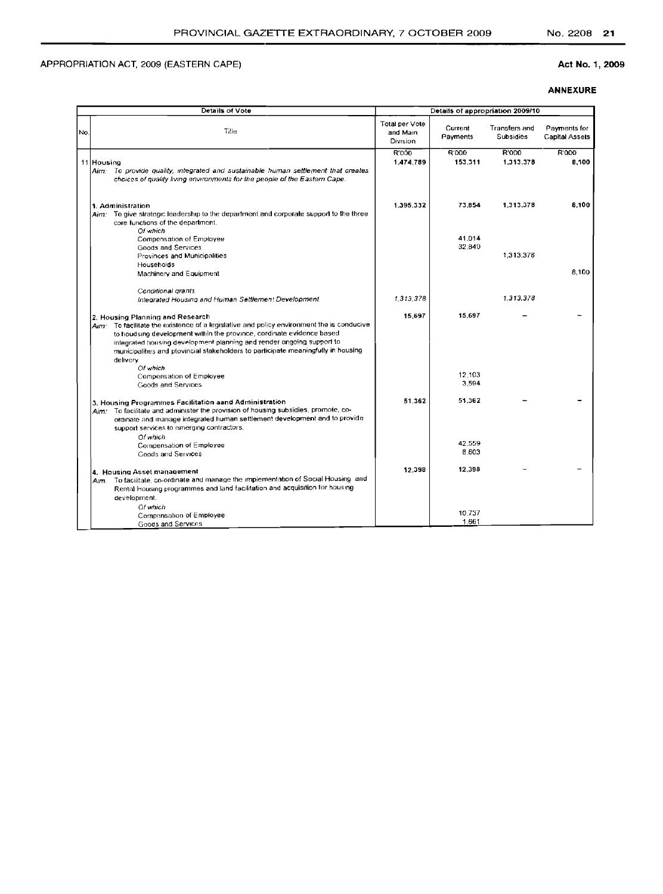APPROPRIATION ACT, 2009 (EASTERN CAPE)

**Act No. 1, 2009**

**ANNEXURE**

| Details of Vote | | Details of appropriation 2009/10 | | | |
|---|---|---|---|---|---|
| No. | Title | Total per Vote and Main Division | Current Payments | Transfers and Subsidies | Payments for Capital Assets |
| | | R'000 | R'000 | R'000 | R'000 |
| 11 | **Housing** | **1,474,789** | **153,311** | **1,313,378** | **8,100** |
| | *Aim: To provide quality, integrated and sustainable human settlement that creates choices of quality living environments for the people of the Eastern Cape.* | | | | |
| | **1. Administration** | **1,395,332** | **73,854** | **1,313,378** | **8,100** |
| | Aim: To give strategic leadership to the department and corporate support to the three core functions of the department. | | | | |
| | *Of which* | | | | |
| | Compensation of Employee | | 41,014 | | |
| | Goods and Services | | 32,840 | | |
| | Provinces and Municipalities | | | 1,313,378 | |
| | Households | | | | |
| | Machinery and Equipment | | | | 8,100 |
| | *Conditional grants* | | | | |
| | *Integrated Housing and Human Settlement Development* | *1,313,378* | | *1,313,378* | |
| | **2. Housing Planning and Research** | **15,697** | **15,697** | **–** | **–** |
| | Aim: To facilitate the existence of a legislative and policy environment the is conducive to houdsing development within the province, cordinate evidence based integrated housing development planning and render ongoing support to municipalities and ptovincial stakeholders to participate meaningfully in housing delivery | | | | |
| | *Of which* | | | | |
| | Compensation of Employee | | 12,103 | | |
| | Goods and Services | | 3,594 | | |
| | **3. Housing Programmes Facilitation aand Administration** | **51,362** | **51,362** | **–** | **–** |
| | Aim: To facilitate and administer the provision of housing subsidies, promote, co-ordinate and manage integrated human settlement development and to provide support services to emerging contractors. | | | | |
| | *Of which* | | | | |
| | Compensation of Employee | | 42,559 | | |
| | Goods and Services | | 8,803 | | |
| | **4. Housing Asset management** | **12,398** | **12,398** | **–** | **–** |
| | Aim. To facilitate, co-ordinate and manage the implementation of Social Housing and Rental Housing programmes and land facilitation and acquisition for housing development. | | | | |
| | *Of which* | | | | |
| | Compensation of Employee | | 10,737 | | |
| | Goods and Services | | 1,661 | | |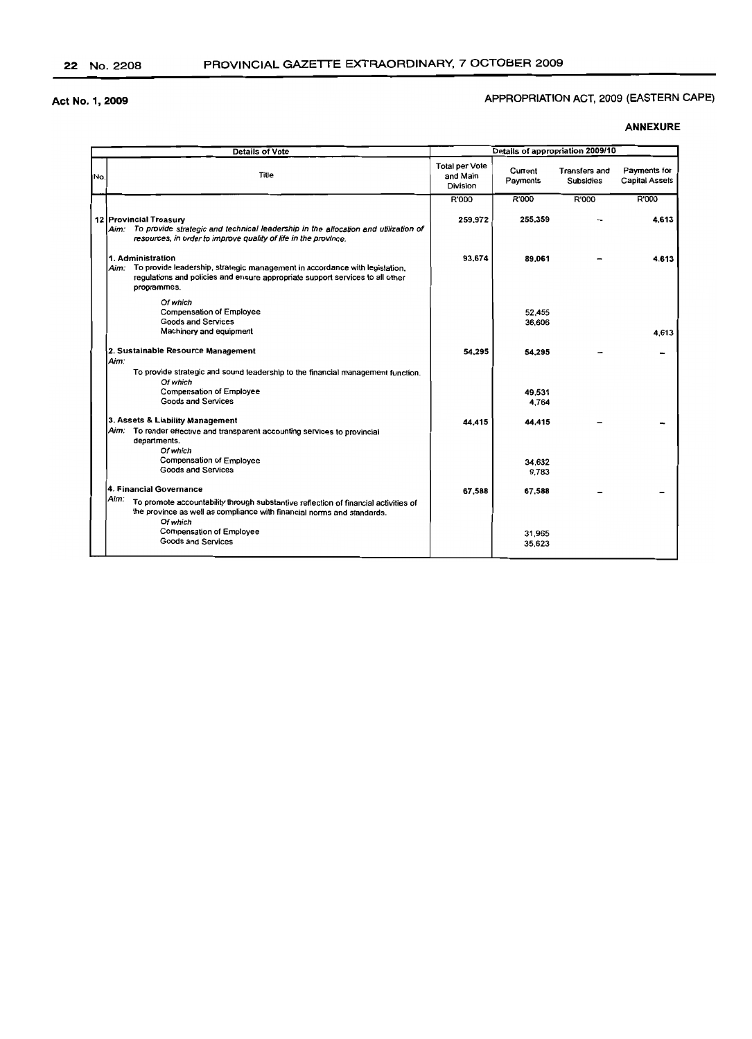Act No. 1, 2009

APPROPRIATION ACT, 2009 (EASTERN CAPE)

**ANNEXURE**

| Details of Vote | | Details of appropriation 2009/10 | | | |
|---|---|---|---|---|---|
| No. | Title | Total per Vote and Main Division | Current Payments | Transfers and Subsidies | Payments for Capital Assets |
| | | R'000 | R'000 | R'000 | R'000 |
| 12 | **Provincial Treasury**<br>*Aim: To provide strategic and technical leadership in the allocation and utilization of resources, in order to improve quality of life in the province.* | **259,972** | **255,359** | – | **4,613** |
| | **1. Administration**<br>*Aim:* To provide leadership, strategic management in accordance with legislation, regulations and policies and ensure appropriate support services to all other programmes. | **93,674** | **89,061** | – | **4,613** |
| | *Of which* | | | | |
| | Compensation of Employee | | 52,455 | | |
| | Goods and Services | | 36,606 | | |
| | Machinery and equipment | | | | 4,613 |
| | **2. Sustainable Resource Management**<br>*Aim:*<br>To provide strategic and sound leadership to the financial management function. | **54,295** | **54,295** | – | – |
| | *Of which* | | | | |
| | Compensation of Employee | | 49,531 | | |
| | Goods and Services | | 4,764 | | |
| | **3. Assets & Liability Management**<br>*Aim:* To render effective and transparent accounting services to provincial departments. | **44,415** | **44,415** | – | – |
| | *Of which* | | | | |
| | Compensation of Employee | | 34,632 | | |
| | Goods and Services | | 9,783 | | |
| | **4. Financial Governance**<br>*Aim:* To promote accountability through substantive reflection of financial activities of the province as well as compliance with financial norms and standards. | **67,588** | **67,588** | – | – |
| | *Of which* | | | | |
| | Compensation of Employee | | 31,965 | | |
| | Goods and Services | | 35,623 | | |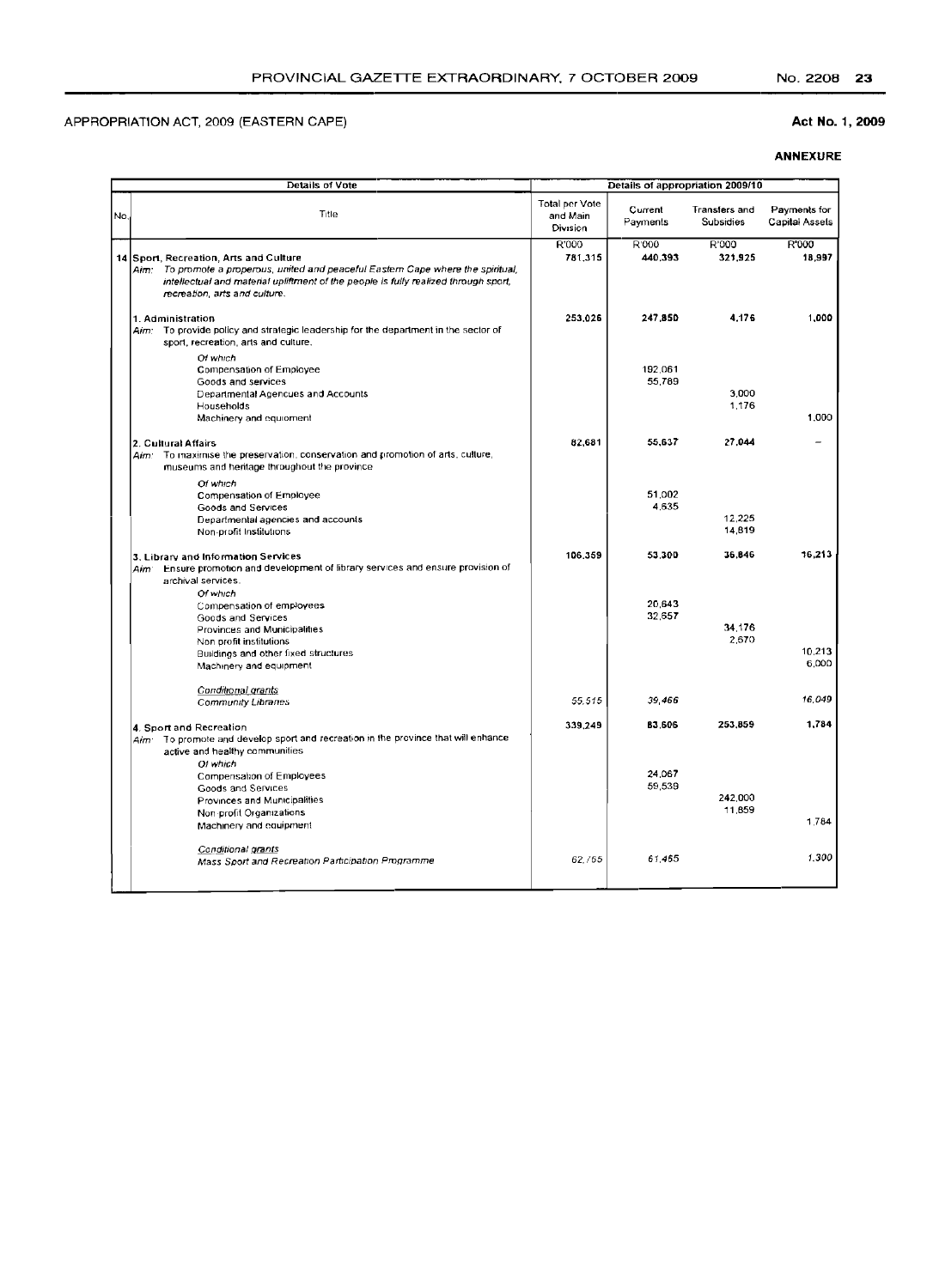APPROPRIATION ACT, 2009 (EASTERN CAPE)

**Act No. 1, 2009**

**ANNEXURE**

| Details of Vote | | Details of appropriation 2009/10 | | | |
|---|---|---|---|---|---|
| No. | Title | Total per Vote and Main Division | Current Payments | Transfers and Subsidies | Payments for Capital Assets |
| | | R'000 | R'000 | R'000 | R'000 |
| 14 | **Sport, Recreation, Arts and Culture** | **781,315** | **440,393** | **321,925** | **18,997** |
| | *Aim: To promote a properous, united and peaceful Eastern Cape where the spiritual, intellectual and material upliftment of the people is fully realized through sport, recreation, arts and culture.* | | | | |
| | **1. Administration** | **253,026** | **247,850** | **4,176** | **1,000** |
| | *Aim:* To provide policy and strategic leadership for the department in the sector of sport, recreation, arts and culture. | | | | |
| | *Of which* | | | | |
| | Compensation of Employee | | 192,061 | | |
| | Goods and services | | 55,789 | | |
| | Departmental Agencues and Accounts | | | 3,000 | |
| | Households | | | 1,176 | |
| | Machinery and equipment | | | | 1,000 |
| | **2. Cultural Affairs** | **82,681** | **55,637** | **27,044** | **–** |
| | *Aim:* To maximise the preservation, conservation and promotion of arts, culture, museums and heritage throughout the province | | | | |
| | *Of which* | | | | |
| | Compensation of Employee | | 51,002 | | |
| | Goods and Services | | 4,635 | | |
| | Departmental agencies and accounts | | | 12,225 | |
| | Non-profit Institutions | | | 14,819 | |
| | **3. Library and Information Services** | **106,359** | **53,300** | **36,846** | **16,213** |
| | *Aim:* Ensure promotion and development of library services and ensure provision of archival services. | | | | |
| | *Of which* | | | | |
| | Compensation of employees | | 20,643 | | |
| | Goods and Services | | 32,657 | | |
| | Provinces and Municipalities | | | 34,176 | |
| | Non profit institutions | | | 2,670 | |
| | Buildings and other fixed structures | | | | 10,213 |
| | Machinery and equipment | | | | 6,000 |
| | *Conditional grants* | | | | |
| | *Community Libraries* | *55,515* | *39,466* | | *16,049* |
| | **4. Sport and Recreation** | **339,249** | **83,606** | **253,859** | **1,784** |
| | *Aim:* To promote and develop sport and recreation in the province that will enhance active and healthy communities | | | | |
| | *Of which* | | | | |
| | Compensation of Employees | | 24,067 | | |
| | Goods and Services | | 59,539 | | |
| | Provinces and Municipalities | | | 242,000 | |
| | Non-profit Organizations | | | 11,859 | |
| | Machinery and equipment | | | | 1,784 |
| | *Conditional grants* | | | | |
| | *Mass Sport and Recreation Participation Programme* | *62,765* | *61,465* | | *1,300* |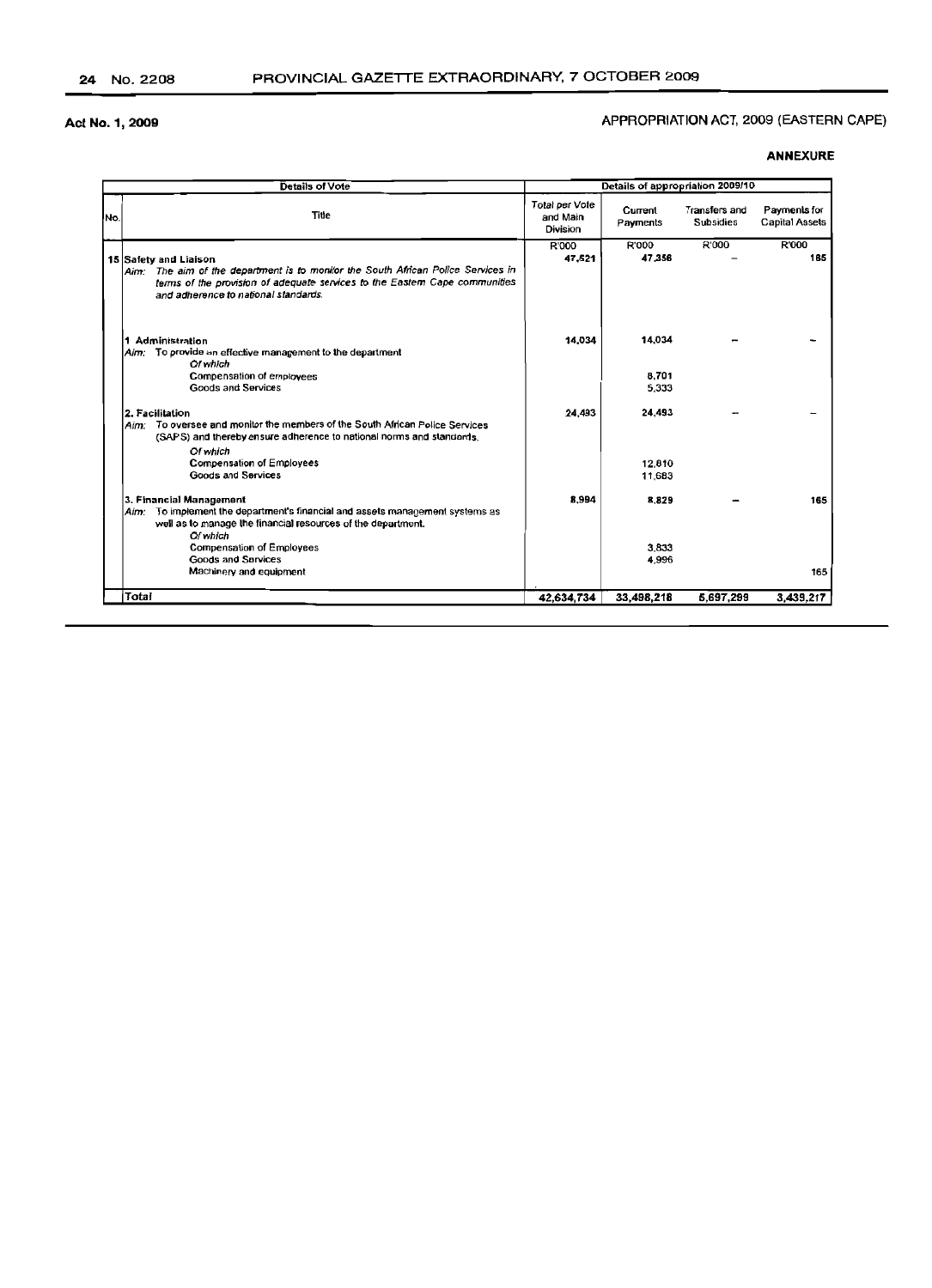Act No. 1, 2009

APPROPRIATION ACT, 2009 (EASTERN CAPE)

**ANNEXURE**

| Details of Vote | | Details of appropriation 2009/10 | | | |
|---|---|---|---|---|---|
| No. | Title | Total per Vote and Main Division | Current Payments | Transfers and Subsidies | Payments for Capital Assets |
| | | R'000 | R'000 | R'000 | R'000 |
| 15 | **Safety and Liaison**<br>*Aim: The aim of the department is to monitor the South African Police Services in terms of the provision of adequate services to the Eastern Cape communities and adherence to national standards.* | 47,521 | 47,356 | – | 165 |
| | **1 Administration**<br>*Aim:* To provide an effective management to the department | 14,034 | 14,034 | – | – |
| | *Of which* | | | | |
| | Compensation of employees | | 8,701 | | |
| | Goods and Services | | 5,333 | | |
| | **2. Facilitation**<br>*Aim:* To oversee and monitor the members of the South African Police Services (SAPS) and thereby ensure adherence to national norms and standards. | 24,493 | 24,493 | – | – |
| | *Of which* | | | | |
| | Compensation of Employees | | 12,810 | | |
| | Goods and Services | | 11,683 | | |
| | **3. Financial Management**<br>*Aim:* To implement the department's financial and assets management systems as well as to manage the financial resources of the department. | 8,994 | 8,829 | – | 165 |
| | *Of which* | | | | |
| | Compensation of Employees | | 3,833 | | |
| | Goods and Services | | 4,996 | | |
| | Machinery and equipment | | | | 165 |
| | **Total** | **42,634,734** | **33,498,218** | **5,697,299** | **3,439,217** |